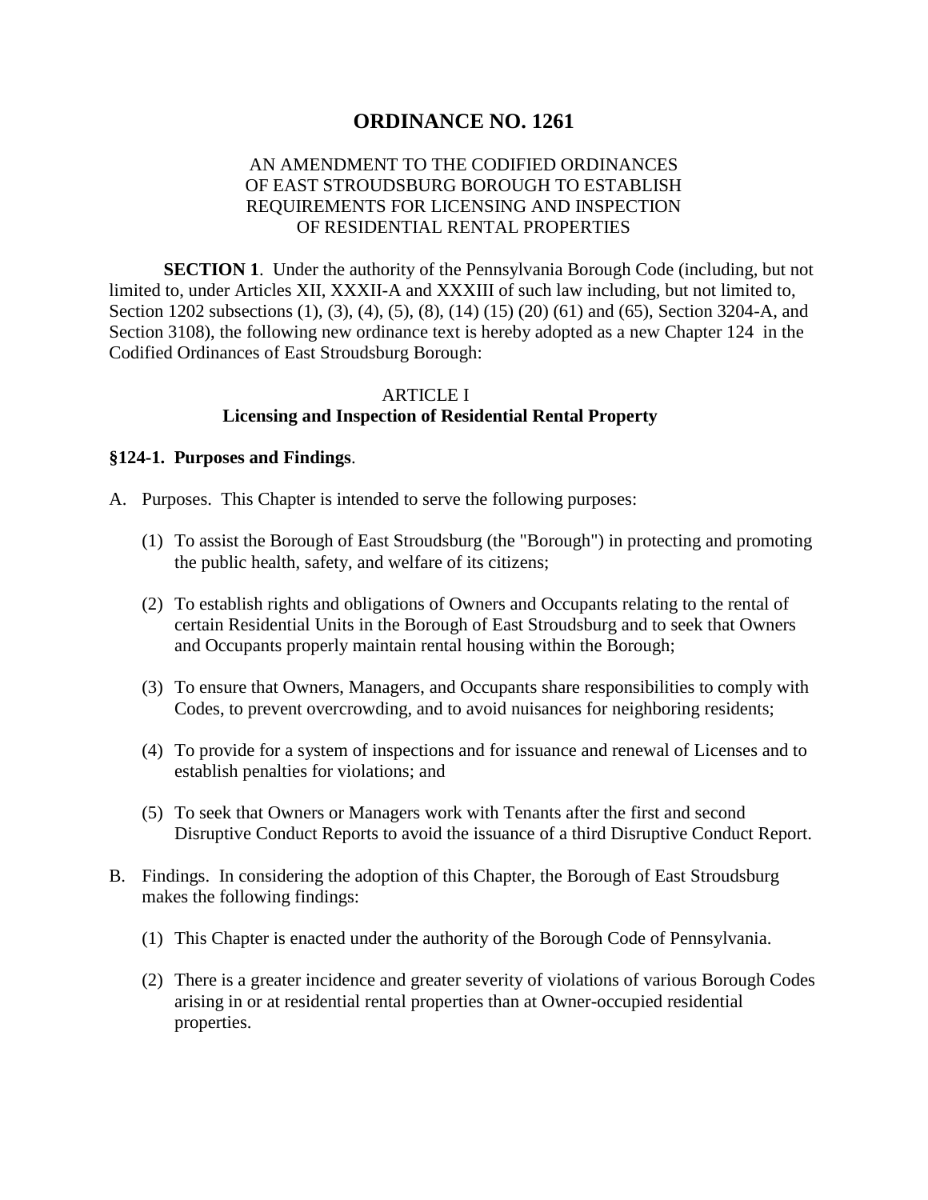# ORDINANCE NO. 1261

AN AMENDMENT TO THE CODIFIED ORDINANCES
OF EAST STROUDSBURG BOROUGH TO ESTABLISH
REQUIREMENTS FOR LICENSING AND INSPECTION
OF RESIDENTIAL RENTAL PROPERTIES

**SECTION 1**. Under the authority of the Pennsylvania Borough Code (including, but not limited to, under Articles XII, XXXII-A and XXXIII of such law including, but not limited to, Section 1202 subsections (1), (3), (4), (5), (8), (14) (15) (20) (61) and (65), Section 3204-A, and Section 3108), the following new ordinance text is hereby adopted as a new Chapter 124 in the Codified Ordinances of East Stroudsburg Borough:

## ARTICLE I
## Licensing and Inspection of Residential Rental Property

### §124-1. Purposes and Findings.

A. Purposes. This Chapter is intended to serve the following purposes:

   (1) To assist the Borough of East Stroudsburg (the "Borough") in protecting and promoting the public health, safety, and welfare of its citizens;

   (2) To establish rights and obligations of Owners and Occupants relating to the rental of certain Residential Units in the Borough of East Stroudsburg and to seek that Owners and Occupants properly maintain rental housing within the Borough;

   (3) To ensure that Owners, Managers, and Occupants share responsibilities to comply with Codes, to prevent overcrowding, and to avoid nuisances for neighboring residents;

   (4) To provide for a system of inspections and for issuance and renewal of Licenses and to establish penalties for violations; and

   (5) To seek that Owners or Managers work with Tenants after the first and second Disruptive Conduct Reports to avoid the issuance of a third Disruptive Conduct Report.

B. Findings. In considering the adoption of this Chapter, the Borough of East Stroudsburg makes the following findings:

   (1) This Chapter is enacted under the authority of the Borough Code of Pennsylvania.

   (2) There is a greater incidence and greater severity of violations of various Borough Codes arising in or at residential rental properties than at Owner-occupied residential properties.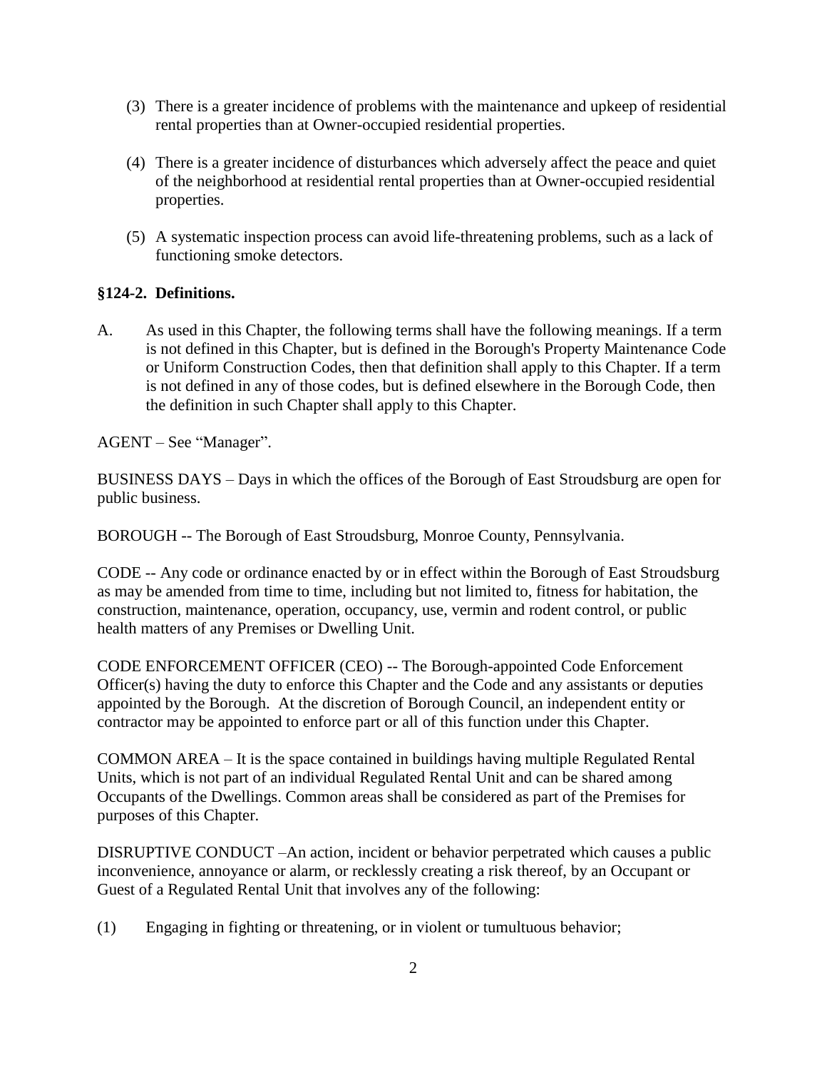(3) There is a greater incidence of problems with the maintenance and upkeep of residential rental properties than at Owner-occupied residential properties.

(4) There is a greater incidence of disturbances which adversely affect the peace and quiet of the neighborhood at residential rental properties than at Owner-occupied residential properties.

(5) A systematic inspection process can avoid life-threatening problems, such as a lack of functioning smoke detectors.

**§124-2. Definitions.**

A. As used in this Chapter, the following terms shall have the following meanings. If a term is not defined in this Chapter, but is defined in the Borough's Property Maintenance Code or Uniform Construction Codes, then that definition shall apply to this Chapter. If a term is not defined in any of those codes, but is defined elsewhere in the Borough Code, then the definition in such Chapter shall apply to this Chapter.

AGENT – See "Manager".

BUSINESS DAYS – Days in which the offices of the Borough of East Stroudsburg are open for public business.

BOROUGH -- The Borough of East Stroudsburg, Monroe County, Pennsylvania.

CODE -- Any code or ordinance enacted by or in effect within the Borough of East Stroudsburg as may be amended from time to time, including but not limited to, fitness for habitation, the construction, maintenance, operation, occupancy, use, vermin and rodent control, or public health matters of any Premises or Dwelling Unit.

CODE ENFORCEMENT OFFICER (CEO) -- The Borough-appointed Code Enforcement Officer(s) having the duty to enforce this Chapter and the Code and any assistants or deputies appointed by the Borough. At the discretion of Borough Council, an independent entity or contractor may be appointed to enforce part or all of this function under this Chapter.

COMMON AREA – It is the space contained in buildings having multiple Regulated Rental Units, which is not part of an individual Regulated Rental Unit and can be shared among Occupants of the Dwellings. Common areas shall be considered as part of the Premises for purposes of this Chapter.

DISRUPTIVE CONDUCT –An action, incident or behavior perpetrated which causes a public inconvenience, annoyance or alarm, or recklessly creating a risk thereof, by an Occupant or Guest of a Regulated Rental Unit that involves any of the following:

(1) Engaging in fighting or threatening, or in violent or tumultuous behavior;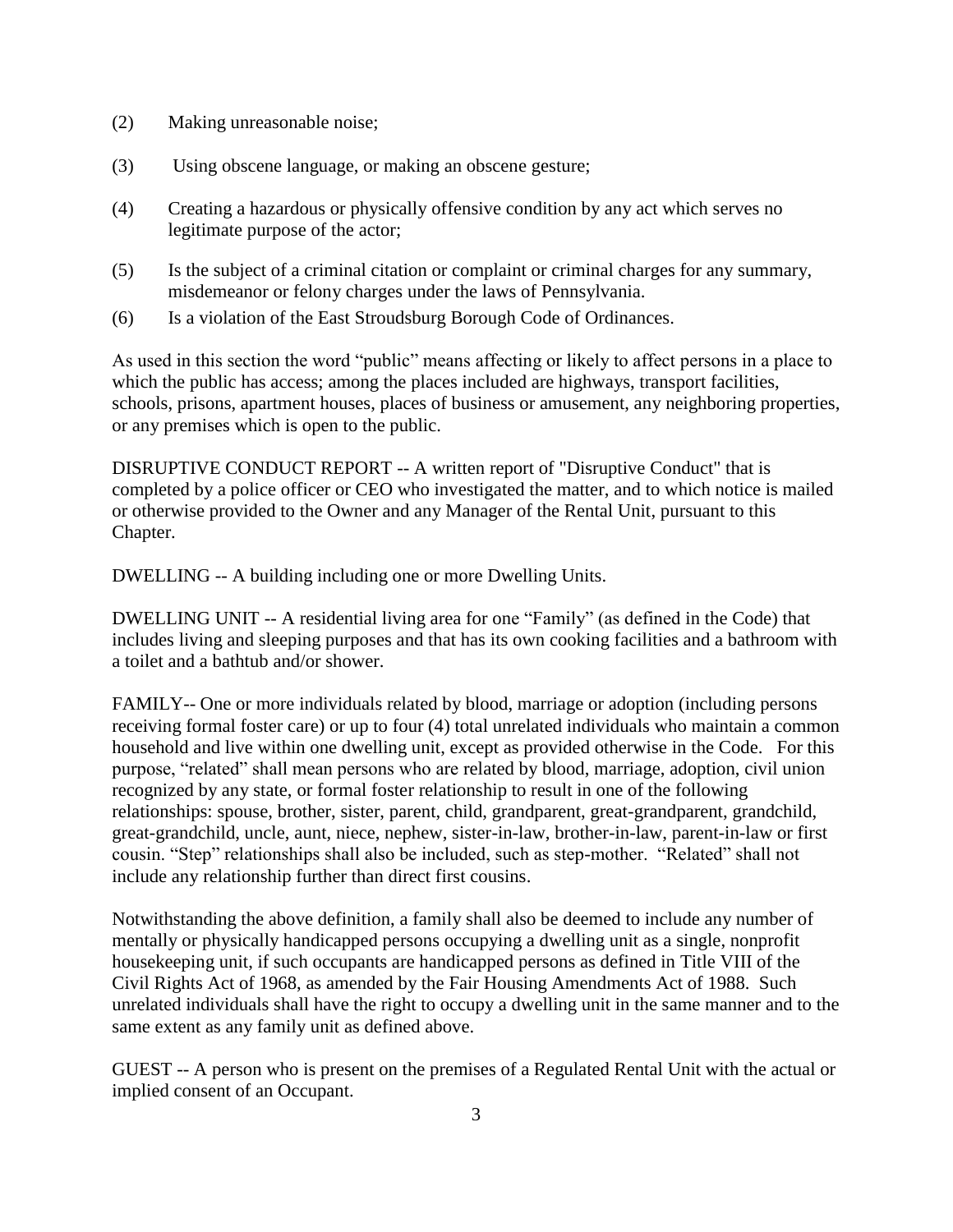(2) Making unreasonable noise;

(3) Using obscene language, or making an obscene gesture;

(4) Creating a hazardous or physically offensive condition by any act which serves no legitimate purpose of the actor;

(5) Is the subject of a criminal citation or complaint or criminal charges for any summary, misdemeanor or felony charges under the laws of Pennsylvania.

(6) Is a violation of the East Stroudsburg Borough Code of Ordinances.

As used in this section the word “public” means affecting or likely to affect persons in a place to which the public has access; among the places included are highways, transport facilities, schools, prisons, apartment houses, places of business or amusement, any neighboring properties, or any premises which is open to the public.

DISRUPTIVE CONDUCT REPORT -- A written report of "Disruptive Conduct" that is completed by a police officer or CEO who investigated the matter, and to which notice is mailed or otherwise provided to the Owner and any Manager of the Rental Unit, pursuant to this Chapter.

DWELLING -- A building including one or more Dwelling Units.

DWELLING UNIT -- A residential living area for one “Family” (as defined in the Code) that includes living and sleeping purposes and that has its own cooking facilities and a bathroom with a toilet and a bathtub and/or shower.

FAMILY-- One or more individuals related by blood, marriage or adoption (including persons receiving formal foster care) or up to four (4) total unrelated individuals who maintain a common household and live within one dwelling unit, except as provided otherwise in the Code. For this purpose, “related” shall mean persons who are related by blood, marriage, adoption, civil union recognized by any state, or formal foster relationship to result in one of the following relationships: spouse, brother, sister, parent, child, grandparent, great-grandparent, grandchild, great-grandchild, uncle, aunt, niece, nephew, sister-in-law, brother-in-law, parent-in-law or first cousin. “Step” relationships shall also be included, such as step-mother. “Related” shall not include any relationship further than direct first cousins.

Notwithstanding the above definition, a family shall also be deemed to include any number of mentally or physically handicapped persons occupying a dwelling unit as a single, nonprofit housekeeping unit, if such occupants are handicapped persons as defined in Title VIII of the Civil Rights Act of 1968, as amended by the Fair Housing Amendments Act of 1988. Such unrelated individuals shall have the right to occupy a dwelling unit in the same manner and to the same extent as any family unit as defined above.

GUEST -- A person who is present on the premises of a Regulated Rental Unit with the actual or implied consent of an Occupant.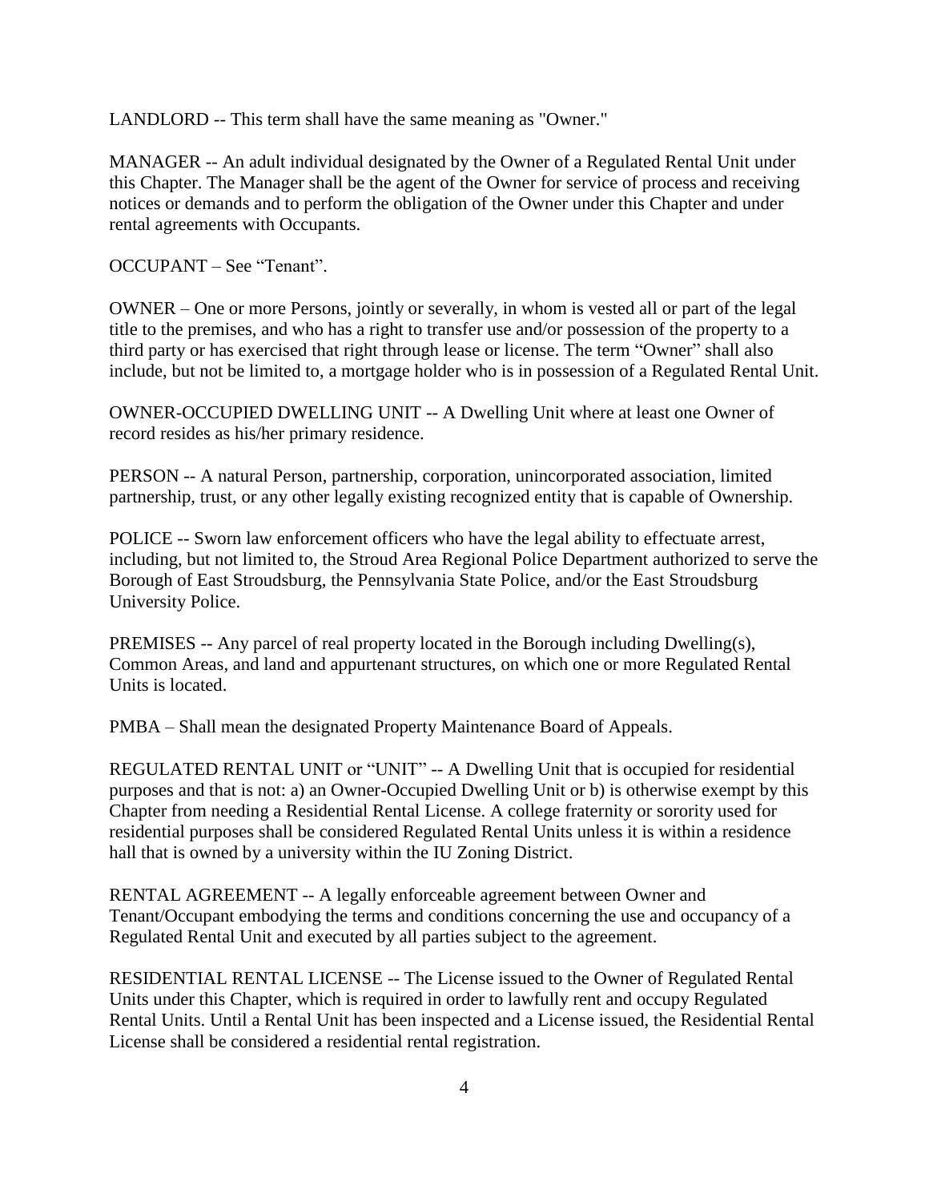LANDLORD -- This term shall have the same meaning as "Owner."

MANAGER -- An adult individual designated by the Owner of a Regulated Rental Unit under this Chapter. The Manager shall be the agent of the Owner for service of process and receiving notices or demands and to perform the obligation of the Owner under this Chapter and under rental agreements with Occupants.

OCCUPANT – See "Tenant".

OWNER – One or more Persons, jointly or severally, in whom is vested all or part of the legal title to the premises, and who has a right to transfer use and/or possession of the property to a third party or has exercised that right through lease or license. The term "Owner" shall also include, but not be limited to, a mortgage holder who is in possession of a Regulated Rental Unit.

OWNER-OCCUPIED DWELLING UNIT -- A Dwelling Unit where at least one Owner of record resides as his/her primary residence.

PERSON -- A natural Person, partnership, corporation, unincorporated association, limited partnership, trust, or any other legally existing recognized entity that is capable of Ownership.

POLICE -- Sworn law enforcement officers who have the legal ability to effectuate arrest, including, but not limited to, the Stroud Area Regional Police Department authorized to serve the Borough of East Stroudsburg, the Pennsylvania State Police, and/or the East Stroudsburg University Police.

PREMISES -- Any parcel of real property located in the Borough including Dwelling(s), Common Areas, and land and appurtenant structures, on which one or more Regulated Rental Units is located.

PMBA – Shall mean the designated Property Maintenance Board of Appeals.

REGULATED RENTAL UNIT or "UNIT" -- A Dwelling Unit that is occupied for residential purposes and that is not: a) an Owner-Occupied Dwelling Unit or b) is otherwise exempt by this Chapter from needing a Residential Rental License. A college fraternity or sorority used for residential purposes shall be considered Regulated Rental Units unless it is within a residence hall that is owned by a university within the IU Zoning District.

RENTAL AGREEMENT -- A legally enforceable agreement between Owner and Tenant/Occupant embodying the terms and conditions concerning the use and occupancy of a Regulated Rental Unit and executed by all parties subject to the agreement.

RESIDENTIAL RENTAL LICENSE -- The License issued to the Owner of Regulated Rental Units under this Chapter, which is required in order to lawfully rent and occupy Regulated Rental Units. Until a Rental Unit has been inspected and a License issued, the Residential Rental License shall be considered a residential rental registration.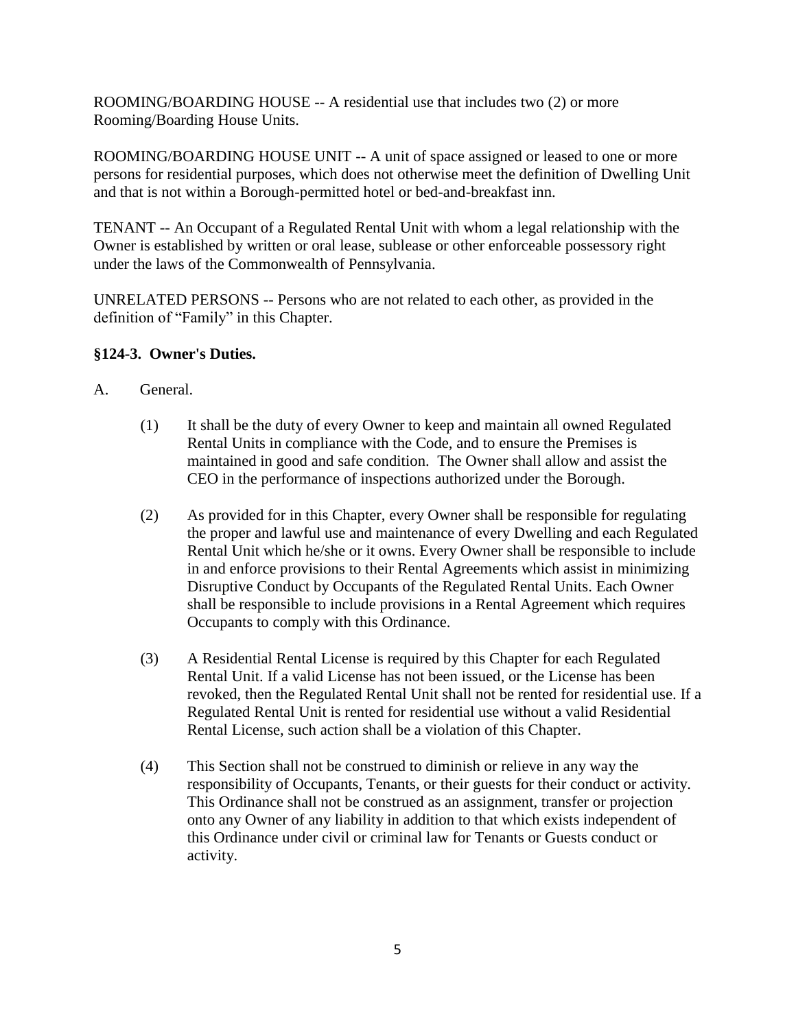ROOMING/BOARDING HOUSE -- A residential use that includes two (2) or more Rooming/Boarding House Units.

ROOMING/BOARDING HOUSE UNIT -- A unit of space assigned or leased to one or more persons for residential purposes, which does not otherwise meet the definition of Dwelling Unit and that is not within a Borough-permitted hotel or bed-and-breakfast inn.

TENANT -- An Occupant of a Regulated Rental Unit with whom a legal relationship with the Owner is established by written or oral lease, sublease or other enforceable possessory right under the laws of the Commonwealth of Pennsylvania.

UNRELATED PERSONS -- Persons who are not related to each other, as provided in the definition of "Family" in this Chapter.

**§124-3. Owner's Duties.**

A. General.

(1) It shall be the duty of every Owner to keep and maintain all owned Regulated Rental Units in compliance with the Code, and to ensure the Premises is maintained in good and safe condition. The Owner shall allow and assist the CEO in the performance of inspections authorized under the Borough.

(2) As provided for in this Chapter, every Owner shall be responsible for regulating the proper and lawful use and maintenance of every Dwelling and each Regulated Rental Unit which he/she or it owns. Every Owner shall be responsible to include in and enforce provisions to their Rental Agreements which assist in minimizing Disruptive Conduct by Occupants of the Regulated Rental Units. Each Owner shall be responsible to include provisions in a Rental Agreement which requires Occupants to comply with this Ordinance.

(3) A Residential Rental License is required by this Chapter for each Regulated Rental Unit. If a valid License has not been issued, or the License has been revoked, then the Regulated Rental Unit shall not be rented for residential use. If a Regulated Rental Unit is rented for residential use without a valid Residential Rental License, such action shall be a violation of this Chapter.

(4) This Section shall not be construed to diminish or relieve in any way the responsibility of Occupants, Tenants, or their guests for their conduct or activity. This Ordinance shall not be construed as an assignment, transfer or projection onto any Owner of any liability in addition to that which exists independent of this Ordinance under civil or criminal law for Tenants or Guests conduct or activity.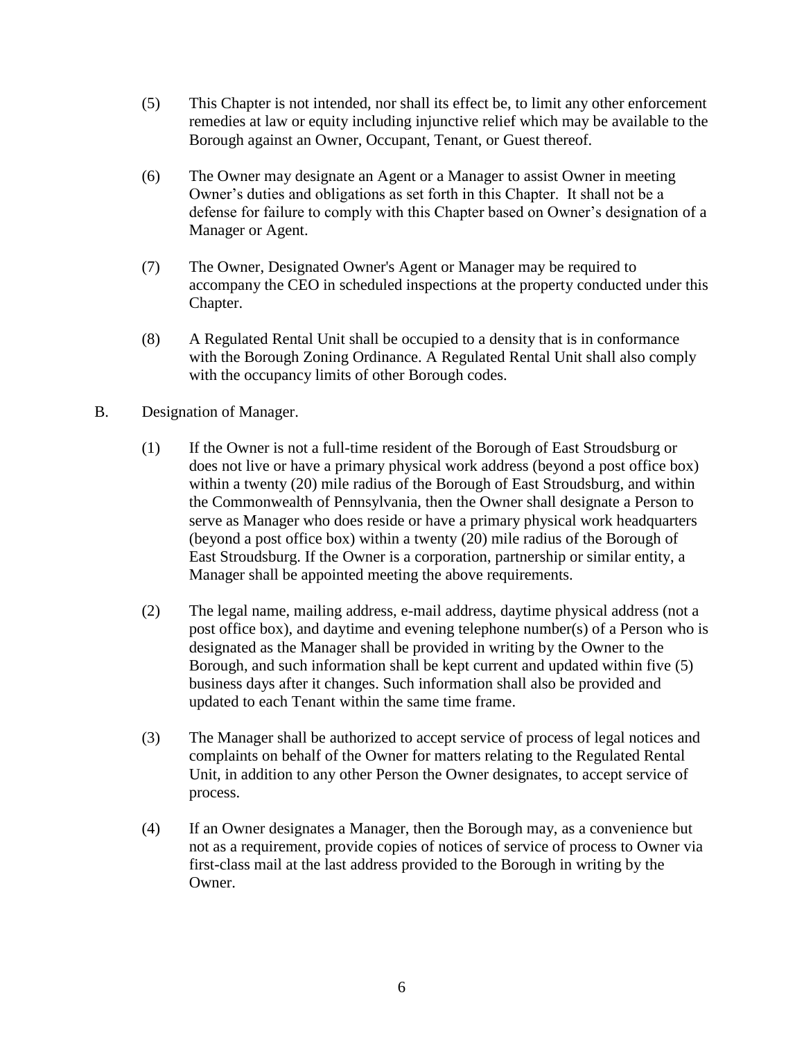(5) This Chapter is not intended, nor shall its effect be, to limit any other enforcement remedies at law or equity including injunctive relief which may be available to the Borough against an Owner, Occupant, Tenant, or Guest thereof.

(6) The Owner may designate an Agent or a Manager to assist Owner in meeting Owner's duties and obligations as set forth in this Chapter. It shall not be a defense for failure to comply with this Chapter based on Owner's designation of a Manager or Agent.

(7) The Owner, Designated Owner's Agent or Manager may be required to accompany the CEO in scheduled inspections at the property conducted under this Chapter.

(8) A Regulated Rental Unit shall be occupied to a density that is in conformance with the Borough Zoning Ordinance. A Regulated Rental Unit shall also comply with the occupancy limits of other Borough codes.

B. Designation of Manager.

(1) If the Owner is not a full-time resident of the Borough of East Stroudsburg or does not live or have a primary physical work address (beyond a post office box) within a twenty (20) mile radius of the Borough of East Stroudsburg, and within the Commonwealth of Pennsylvania, then the Owner shall designate a Person to serve as Manager who does reside or have a primary physical work headquarters (beyond a post office box) within a twenty (20) mile radius of the Borough of East Stroudsburg. If the Owner is a corporation, partnership or similar entity, a Manager shall be appointed meeting the above requirements.

(2) The legal name, mailing address, e-mail address, daytime physical address (not a post office box), and daytime and evening telephone number(s) of a Person who is designated as the Manager shall be provided in writing by the Owner to the Borough, and such information shall be kept current and updated within five (5) business days after it changes. Such information shall also be provided and updated to each Tenant within the same time frame.

(3) The Manager shall be authorized to accept service of process of legal notices and complaints on behalf of the Owner for matters relating to the Regulated Rental Unit, in addition to any other Person the Owner designates, to accept service of process.

(4) If an Owner designates a Manager, then the Borough may, as a convenience but not as a requirement, provide copies of notices of service of process to Owner via first-class mail at the last address provided to the Borough in writing by the Owner.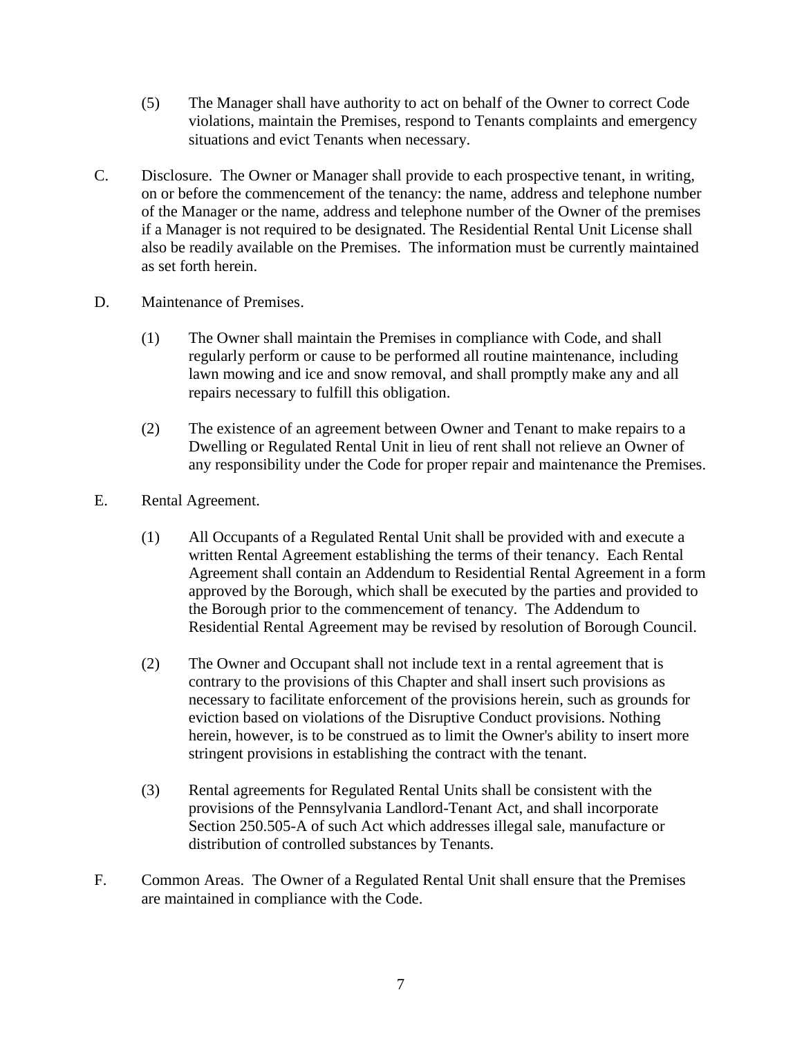(5) The Manager shall have authority to act on behalf of the Owner to correct Code violations, maintain the Premises, respond to Tenants complaints and emergency situations and evict Tenants when necessary.

C. Disclosure. The Owner or Manager shall provide to each prospective tenant, in writing, on or before the commencement of the tenancy: the name, address and telephone number of the Manager or the name, address and telephone number of the Owner of the premises if a Manager is not required to be designated. The Residential Rental Unit License shall also be readily available on the Premises. The information must be currently maintained as set forth herein.

D. Maintenance of Premises.

(1) The Owner shall maintain the Premises in compliance with Code, and shall regularly perform or cause to be performed all routine maintenance, including lawn mowing and ice and snow removal, and shall promptly make any and all repairs necessary to fulfill this obligation.

(2) The existence of an agreement between Owner and Tenant to make repairs to a Dwelling or Regulated Rental Unit in lieu of rent shall not relieve an Owner of any responsibility under the Code for proper repair and maintenance the Premises.

E. Rental Agreement.

(1) All Occupants of a Regulated Rental Unit shall be provided with and execute a written Rental Agreement establishing the terms of their tenancy. Each Rental Agreement shall contain an Addendum to Residential Rental Agreement in a form approved by the Borough, which shall be executed by the parties and provided to the Borough prior to the commencement of tenancy. The Addendum to Residential Rental Agreement may be revised by resolution of Borough Council.

(2) The Owner and Occupant shall not include text in a rental agreement that is contrary to the provisions of this Chapter and shall insert such provisions as necessary to facilitate enforcement of the provisions herein, such as grounds for eviction based on violations of the Disruptive Conduct provisions. Nothing herein, however, is to be construed as to limit the Owner's ability to insert more stringent provisions in establishing the contract with the tenant.

(3) Rental agreements for Regulated Rental Units shall be consistent with the provisions of the Pennsylvania Landlord-Tenant Act, and shall incorporate Section 250.505-A of such Act which addresses illegal sale, manufacture or distribution of controlled substances by Tenants.

F. Common Areas. The Owner of a Regulated Rental Unit shall ensure that the Premises are maintained in compliance with the Code.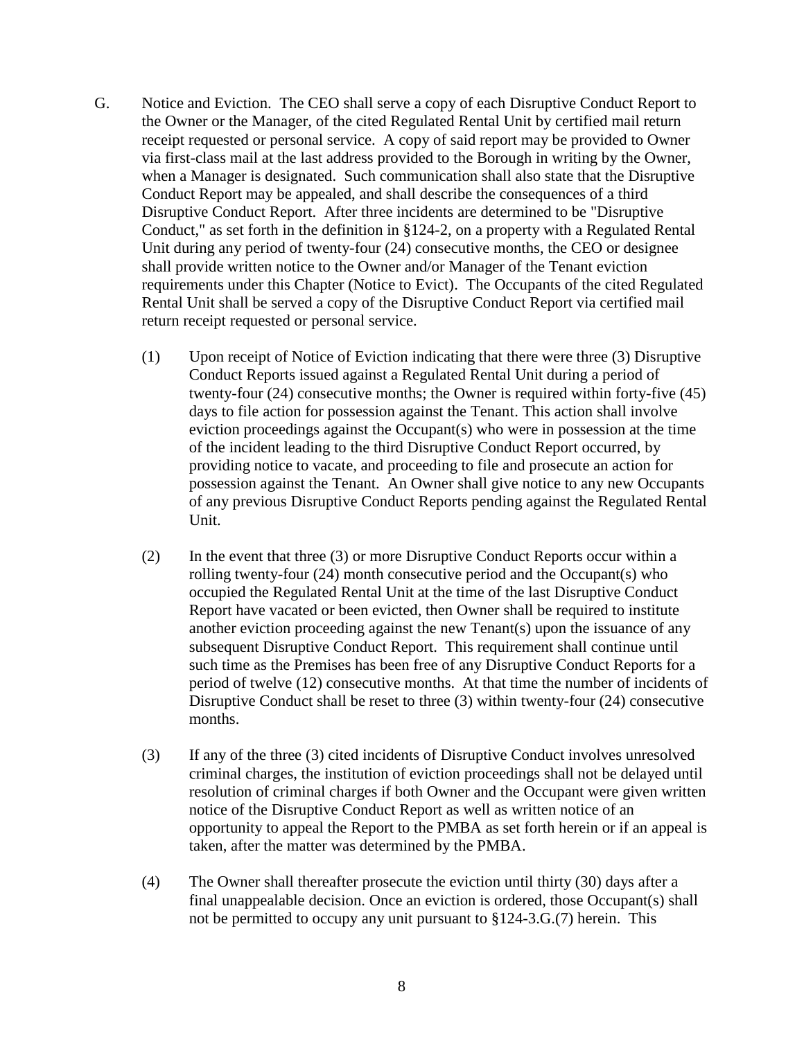G. Notice and Eviction. The CEO shall serve a copy of each Disruptive Conduct Report to the Owner or the Manager, of the cited Regulated Rental Unit by certified mail return receipt requested or personal service. A copy of said report may be provided to Owner via first-class mail at the last address provided to the Borough in writing by the Owner, when a Manager is designated. Such communication shall also state that the Disruptive Conduct Report may be appealed, and shall describe the consequences of a third Disruptive Conduct Report. After three incidents are determined to be "Disruptive Conduct," as set forth in the definition in §124-2, on a property with a Regulated Rental Unit during any period of twenty-four (24) consecutive months, the CEO or designee shall provide written notice to the Owner and/or Manager of the Tenant eviction requirements under this Chapter (Notice to Evict). The Occupants of the cited Regulated Rental Unit shall be served a copy of the Disruptive Conduct Report via certified mail return receipt requested or personal service.

(1) Upon receipt of Notice of Eviction indicating that there were three (3) Disruptive Conduct Reports issued against a Regulated Rental Unit during a period of twenty-four (24) consecutive months; the Owner is required within forty-five (45) days to file action for possession against the Tenant. This action shall involve eviction proceedings against the Occupant(s) who were in possession at the time of the incident leading to the third Disruptive Conduct Report occurred, by providing notice to vacate, and proceeding to file and prosecute an action for possession against the Tenant. An Owner shall give notice to any new Occupants of any previous Disruptive Conduct Reports pending against the Regulated Rental Unit.

(2) In the event that three (3) or more Disruptive Conduct Reports occur within a rolling twenty-four (24) month consecutive period and the Occupant(s) who occupied the Regulated Rental Unit at the time of the last Disruptive Conduct Report have vacated or been evicted, then Owner shall be required to institute another eviction proceeding against the new Tenant(s) upon the issuance of any subsequent Disruptive Conduct Report. This requirement shall continue until such time as the Premises has been free of any Disruptive Conduct Reports for a period of twelve (12) consecutive months. At that time the number of incidents of Disruptive Conduct shall be reset to three (3) within twenty-four (24) consecutive months.

(3) If any of the three (3) cited incidents of Disruptive Conduct involves unresolved criminal charges, the institution of eviction proceedings shall not be delayed until resolution of criminal charges if both Owner and the Occupant were given written notice of the Disruptive Conduct Report as well as written notice of an opportunity to appeal the Report to the PMBA as set forth herein or if an appeal is taken, after the matter was determined by the PMBA.

(4) The Owner shall thereafter prosecute the eviction until thirty (30) days after a final unappealable decision. Once an eviction is ordered, those Occupant(s) shall not be permitted to occupy any unit pursuant to §124-3.G.(7) herein. This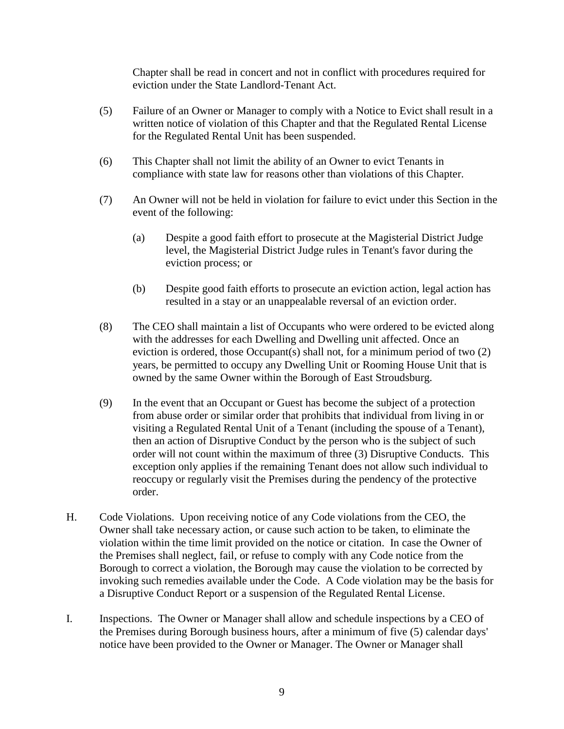Chapter shall be read in concert and not in conflict with procedures required for eviction under the State Landlord-Tenant Act.

(5) Failure of an Owner or Manager to comply with a Notice to Evict shall result in a written notice of violation of this Chapter and that the Regulated Rental License for the Regulated Rental Unit has been suspended.

(6) This Chapter shall not limit the ability of an Owner to evict Tenants in compliance with state law for reasons other than violations of this Chapter.

(7) An Owner will not be held in violation for failure to evict under this Section in the event of the following:

   (a) Despite a good faith effort to prosecute at the Magisterial District Judge level, the Magisterial District Judge rules in Tenant's favor during the eviction process; or

   (b) Despite good faith efforts to prosecute an eviction action, legal action has resulted in a stay or an unappealable reversal of an eviction order.

(8) The CEO shall maintain a list of Occupants who were ordered to be evicted along with the addresses for each Dwelling and Dwelling unit affected. Once an eviction is ordered, those Occupant(s) shall not, for a minimum period of two (2) years, be permitted to occupy any Dwelling Unit or Rooming House Unit that is owned by the same Owner within the Borough of East Stroudsburg.

(9) In the event that an Occupant or Guest has become the subject of a protection from abuse order or similar order that prohibits that individual from living in or visiting a Regulated Rental Unit of a Tenant (including the spouse of a Tenant), then an action of Disruptive Conduct by the person who is the subject of such order will not count within the maximum of three (3) Disruptive Conducts. This exception only applies if the remaining Tenant does not allow such individual to reoccupy or regularly visit the Premises during the pendency of the protective order.

H. Code Violations. Upon receiving notice of any Code violations from the CEO, the Owner shall take necessary action, or cause such action to be taken, to eliminate the violation within the time limit provided on the notice or citation. In case the Owner of the Premises shall neglect, fail, or refuse to comply with any Code notice from the Borough to correct a violation, the Borough may cause the violation to be corrected by invoking such remedies available under the Code. A Code violation may be the basis for a Disruptive Conduct Report or a suspension of the Regulated Rental License.

I. Inspections. The Owner or Manager shall allow and schedule inspections by a CEO of the Premises during Borough business hours, after a minimum of five (5) calendar days' notice have been provided to the Owner or Manager. The Owner or Manager shall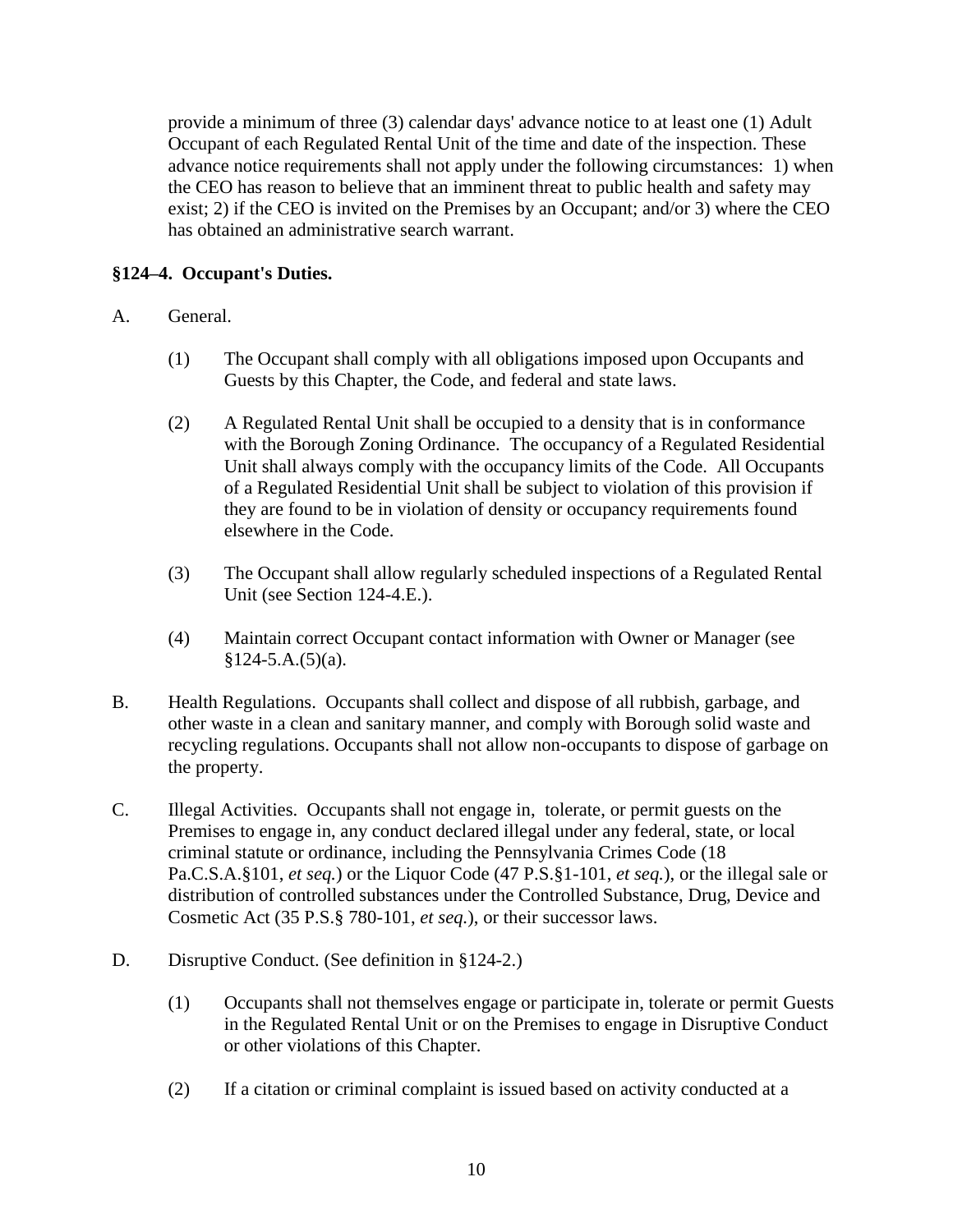provide a minimum of three (3) calendar days' advance notice to at least one (1) Adult Occupant of each Regulated Rental Unit of the time and date of the inspection. These advance notice requirements shall not apply under the following circumstances: 1) when the CEO has reason to believe that an imminent threat to public health and safety may exist; 2) if the CEO is invited on the Premises by an Occupant; and/or 3) where the CEO has obtained an administrative search warrant.

**§124–4. Occupant's Duties.**

A. General.

(1) The Occupant shall comply with all obligations imposed upon Occupants and Guests by this Chapter, the Code, and federal and state laws.

(2) A Regulated Rental Unit shall be occupied to a density that is in conformance with the Borough Zoning Ordinance. The occupancy of a Regulated Residential Unit shall always comply with the occupancy limits of the Code. All Occupants of a Regulated Residential Unit shall be subject to violation of this provision if they are found to be in violation of density or occupancy requirements found elsewhere in the Code.

(3) The Occupant shall allow regularly scheduled inspections of a Regulated Rental Unit (see Section 124-4.E.).

(4) Maintain correct Occupant contact information with Owner or Manager (see §124-5.A.(5)(a).

B. Health Regulations. Occupants shall collect and dispose of all rubbish, garbage, and other waste in a clean and sanitary manner, and comply with Borough solid waste and recycling regulations. Occupants shall not allow non-occupants to dispose of garbage on the property.

C. Illegal Activities. Occupants shall not engage in, tolerate, or permit guests on the Premises to engage in, any conduct declared illegal under any federal, state, or local criminal statute or ordinance, including the Pennsylvania Crimes Code (18 Pa.C.S.A.§101, *et seq.*) or the Liquor Code (47 P.S.§1-101, *et seq.*), or the illegal sale or distribution of controlled substances under the Controlled Substance, Drug, Device and Cosmetic Act (35 P.S.§ 780-101, *et seq.*), or their successor laws.

D. Disruptive Conduct. (See definition in §124-2.)

(1) Occupants shall not themselves engage or participate in, tolerate or permit Guests in the Regulated Rental Unit or on the Premises to engage in Disruptive Conduct or other violations of this Chapter.

(2) If a citation or criminal complaint is issued based on activity conducted at a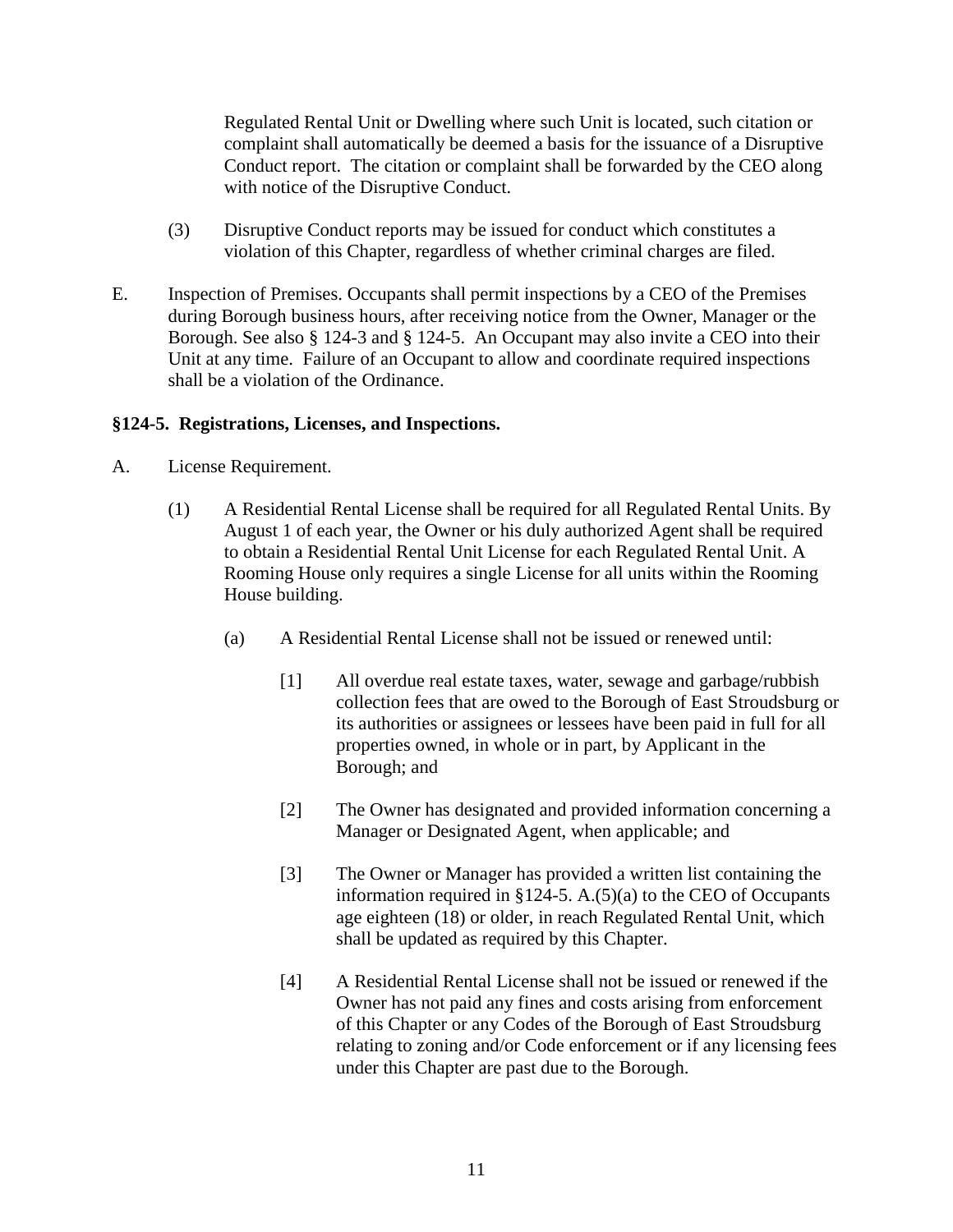Regulated Rental Unit or Dwelling where such Unit is located, such citation or complaint shall automatically be deemed a basis for the issuance of a Disruptive Conduct report. The citation or complaint shall be forwarded by the CEO along with notice of the Disruptive Conduct.

(3) Disruptive Conduct reports may be issued for conduct which constitutes a violation of this Chapter, regardless of whether criminal charges are filed.

E. Inspection of Premises. Occupants shall permit inspections by a CEO of the Premises during Borough business hours, after receiving notice from the Owner, Manager or the Borough. See also § 124-3 and § 124-5. An Occupant may also invite a CEO into their Unit at any time. Failure of an Occupant to allow and coordinate required inspections shall be a violation of the Ordinance.

**§124-5. Registrations, Licenses, and Inspections.**

A. License Requirement.

(1) A Residential Rental License shall be required for all Regulated Rental Units. By August 1 of each year, the Owner or his duly authorized Agent shall be required to obtain a Residential Rental Unit License for each Regulated Rental Unit. A Rooming House only requires a single License for all units within the Rooming House building.

(a) A Residential Rental License shall not be issued or renewed until:

[1] All overdue real estate taxes, water, sewage and garbage/rubbish collection fees that are owed to the Borough of East Stroudsburg or its authorities or assignees or lessees have been paid in full for all properties owned, in whole or in part, by Applicant in the Borough; and

[2] The Owner has designated and provided information concerning a Manager or Designated Agent, when applicable; and

[3] The Owner or Manager has provided a written list containing the information required in §124-5. A.(5)(a) to the CEO of Occupants age eighteen (18) or older, in reach Regulated Rental Unit, which shall be updated as required by this Chapter.

[4] A Residential Rental License shall not be issued or renewed if the Owner has not paid any fines and costs arising from enforcement of this Chapter or any Codes of the Borough of East Stroudsburg relating to zoning and/or Code enforcement or if any licensing fees under this Chapter are past due to the Borough.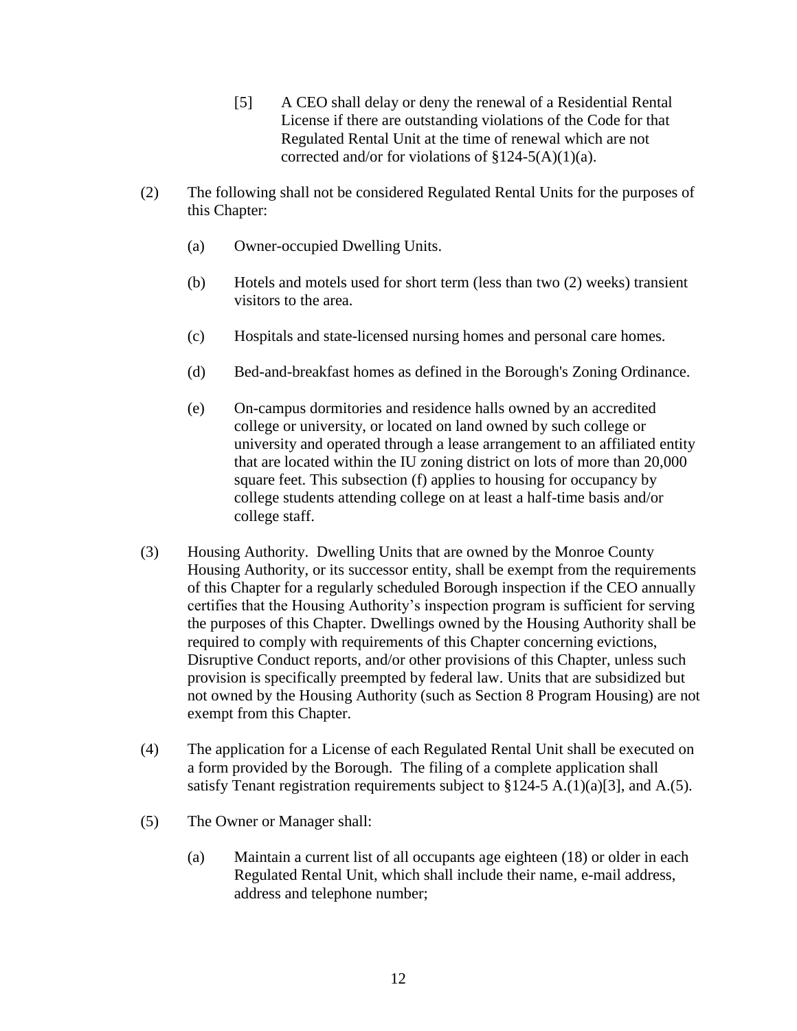[5] A CEO shall delay or deny the renewal of a Residential Rental License if there are outstanding violations of the Code for that Regulated Rental Unit at the time of renewal which are not corrected and/or for violations of §124-5(A)(1)(a).

(2) The following shall not be considered Regulated Rental Units for the purposes of this Chapter:

  (a) Owner-occupied Dwelling Units.

  (b) Hotels and motels used for short term (less than two (2) weeks) transient visitors to the area.

  (c) Hospitals and state-licensed nursing homes and personal care homes.

  (d) Bed-and-breakfast homes as defined in the Borough's Zoning Ordinance.

  (e) On-campus dormitories and residence halls owned by an accredited college or university, or located on land owned by such college or university and operated through a lease arrangement to an affiliated entity that are located within the IU zoning district on lots of more than 20,000 square feet. This subsection (f) applies to housing for occupancy by college students attending college on at least a half-time basis and/or college staff.

(3) Housing Authority. Dwelling Units that are owned by the Monroe County Housing Authority, or its successor entity, shall be exempt from the requirements of this Chapter for a regularly scheduled Borough inspection if the CEO annually certifies that the Housing Authority's inspection program is sufficient for serving the purposes of this Chapter. Dwellings owned by the Housing Authority shall be required to comply with requirements of this Chapter concerning evictions, Disruptive Conduct reports, and/or other provisions of this Chapter, unless such provision is specifically preempted by federal law. Units that are subsidized but not owned by the Housing Authority (such as Section 8 Program Housing) are not exempt from this Chapter.

(4) The application for a License of each Regulated Rental Unit shall be executed on a form provided by the Borough. The filing of a complete application shall satisfy Tenant registration requirements subject to §124-5 A.(1)(a)[3], and A.(5).

(5) The Owner or Manager shall:

  (a) Maintain a current list of all occupants age eighteen (18) or older in each Regulated Rental Unit, which shall include their name, e-mail address, address and telephone number;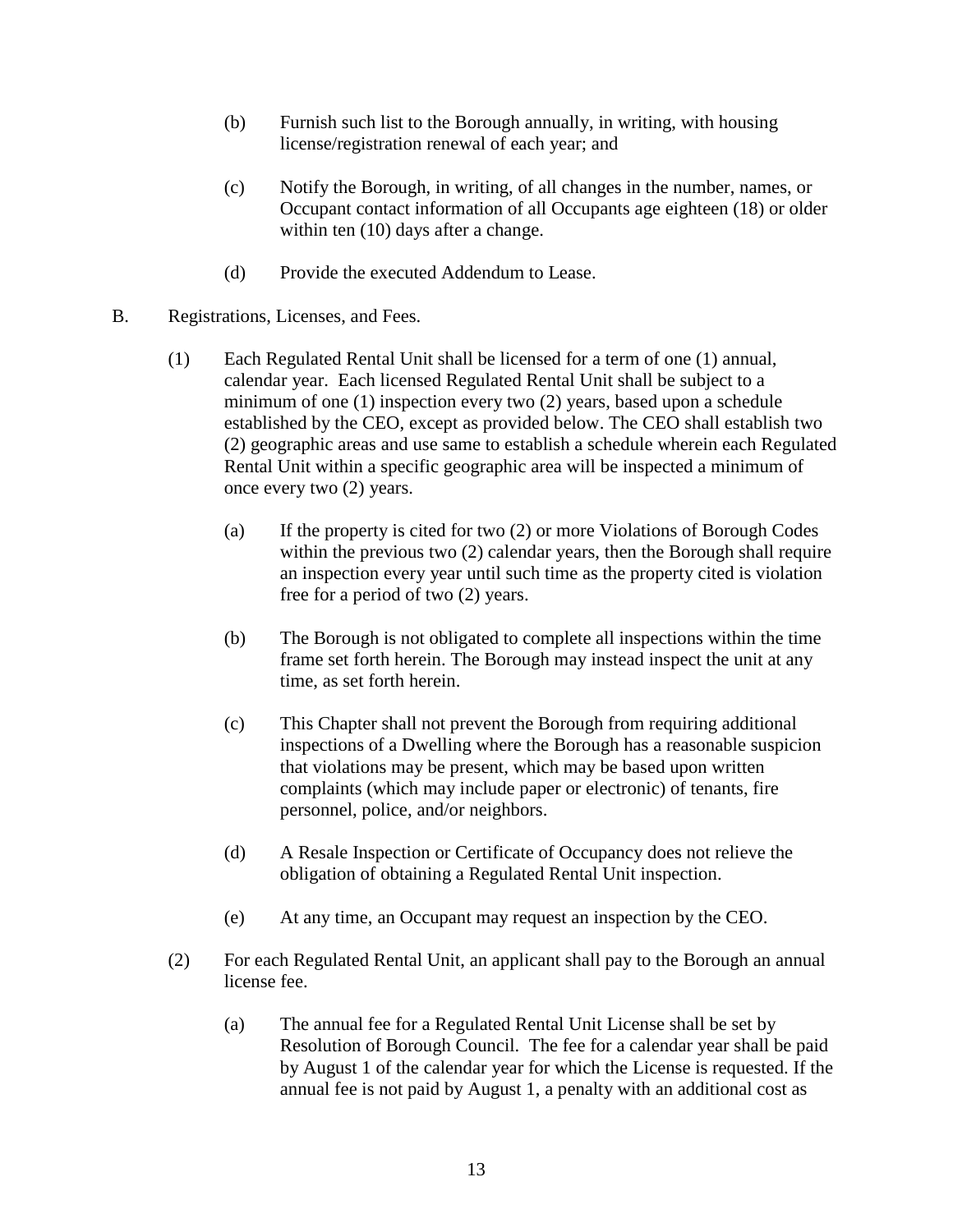(b) Furnish such list to the Borough annually, in writing, with housing license/registration renewal of each year; and

(c) Notify the Borough, in writing, of all changes in the number, names, or Occupant contact information of all Occupants age eighteen (18) or older within ten (10) days after a change.

(d) Provide the executed Addendum to Lease.

B. Registrations, Licenses, and Fees.

(1) Each Regulated Rental Unit shall be licensed for a term of one (1) annual, calendar year. Each licensed Regulated Rental Unit shall be subject to a minimum of one (1) inspection every two (2) years, based upon a schedule established by the CEO, except as provided below. The CEO shall establish two (2) geographic areas and use same to establish a schedule wherein each Regulated Rental Unit within a specific geographic area will be inspected a minimum of once every two (2) years.

(a) If the property is cited for two (2) or more Violations of Borough Codes within the previous two (2) calendar years, then the Borough shall require an inspection every year until such time as the property cited is violation free for a period of two (2) years.

(b) The Borough is not obligated to complete all inspections within the time frame set forth herein. The Borough may instead inspect the unit at any time, as set forth herein.

(c) This Chapter shall not prevent the Borough from requiring additional inspections of a Dwelling where the Borough has a reasonable suspicion that violations may be present, which may be based upon written complaints (which may include paper or electronic) of tenants, fire personnel, police, and/or neighbors.

(d) A Resale Inspection or Certificate of Occupancy does not relieve the obligation of obtaining a Regulated Rental Unit inspection.

(e) At any time, an Occupant may request an inspection by the CEO.

(2) For each Regulated Rental Unit, an applicant shall pay to the Borough an annual license fee.

(a) The annual fee for a Regulated Rental Unit License shall be set by Resolution of Borough Council. The fee for a calendar year shall be paid by August 1 of the calendar year for which the License is requested. If the annual fee is not paid by August 1, a penalty with an additional cost as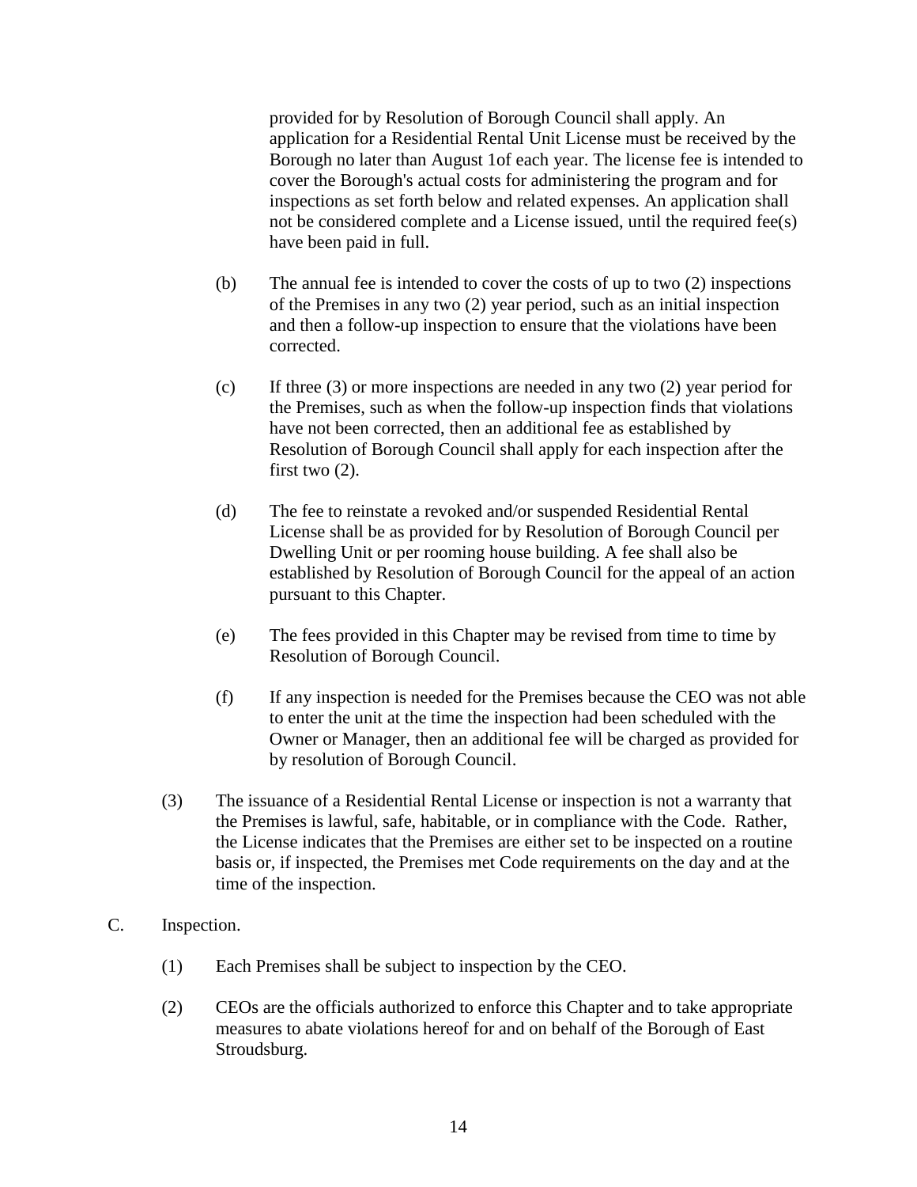provided for by Resolution of Borough Council shall apply. An application for a Residential Rental Unit License must be received by the Borough no later than August 1of each year. The license fee is intended to cover the Borough's actual costs for administering the program and for inspections as set forth below and related expenses. An application shall not be considered complete and a License issued, until the required fee(s) have been paid in full.

(b) The annual fee is intended to cover the costs of up to two (2) inspections of the Premises in any two (2) year period, such as an initial inspection and then a follow-up inspection to ensure that the violations have been corrected.

(c) If three (3) or more inspections are needed in any two (2) year period for the Premises, such as when the follow-up inspection finds that violations have not been corrected, then an additional fee as established by Resolution of Borough Council shall apply for each inspection after the first two (2).

(d) The fee to reinstate a revoked and/or suspended Residential Rental License shall be as provided for by Resolution of Borough Council per Dwelling Unit or per rooming house building. A fee shall also be established by Resolution of Borough Council for the appeal of an action pursuant to this Chapter.

(e) The fees provided in this Chapter may be revised from time to time by Resolution of Borough Council.

(f) If any inspection is needed for the Premises because the CEO was not able to enter the unit at the time the inspection had been scheduled with the Owner or Manager, then an additional fee will be charged as provided for by resolution of Borough Council.

(3) The issuance of a Residential Rental License or inspection is not a warranty that the Premises is lawful, safe, habitable, or in compliance with the Code. Rather, the License indicates that the Premises are either set to be inspected on a routine basis or, if inspected, the Premises met Code requirements on the day and at the time of the inspection.

C. Inspection.

(1) Each Premises shall be subject to inspection by the CEO.

(2) CEOs are the officials authorized to enforce this Chapter and to take appropriate measures to abate violations hereof for and on behalf of the Borough of East Stroudsburg.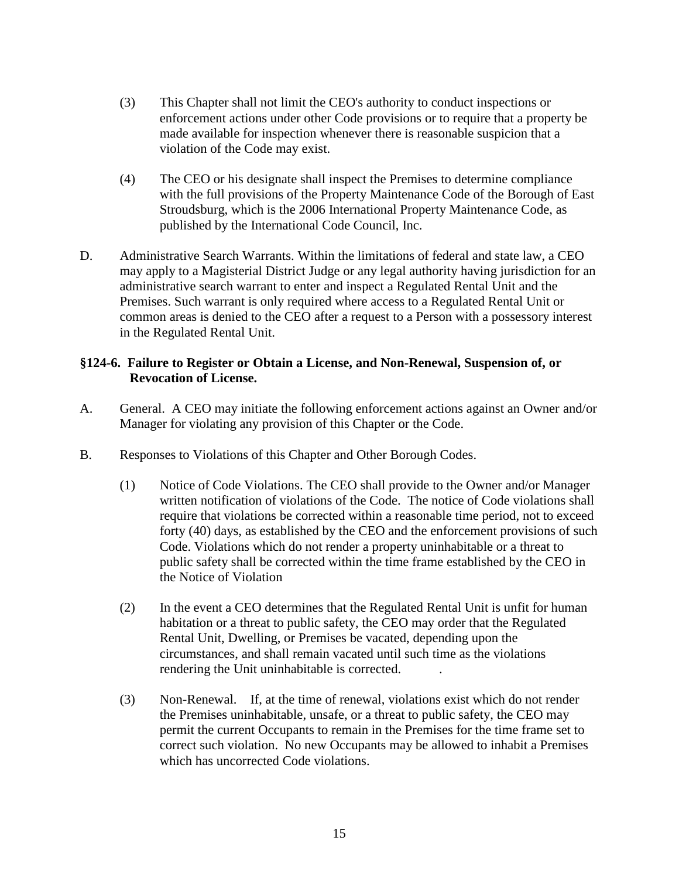(3) This Chapter shall not limit the CEO's authority to conduct inspections or enforcement actions under other Code provisions or to require that a property be made available for inspection whenever there is reasonable suspicion that a violation of the Code may exist.

(4) The CEO or his designate shall inspect the Premises to determine compliance with the full provisions of the Property Maintenance Code of the Borough of East Stroudsburg, which is the 2006 International Property Maintenance Code, as published by the International Code Council, Inc.

D. Administrative Search Warrants. Within the limitations of federal and state law, a CEO may apply to a Magisterial District Judge or any legal authority having jurisdiction for an administrative search warrant to enter and inspect a Regulated Rental Unit and the Premises. Such warrant is only required where access to a Regulated Rental Unit or common areas is denied to the CEO after a request to a Person with a possessory interest in the Regulated Rental Unit.

**§124-6. Failure to Register or Obtain a License, and Non-Renewal, Suspension of, or Revocation of License.**

A. General. A CEO may initiate the following enforcement actions against an Owner and/or Manager for violating any provision of this Chapter or the Code.

B. Responses to Violations of this Chapter and Other Borough Codes.

(1) Notice of Code Violations. The CEO shall provide to the Owner and/or Manager written notification of violations of the Code. The notice of Code violations shall require that violations be corrected within a reasonable time period, not to exceed forty (40) days, as established by the CEO and the enforcement provisions of such Code. Violations which do not render a property uninhabitable or a threat to public safety shall be corrected within the time frame established by the CEO in the Notice of Violation

(2) In the event a CEO determines that the Regulated Rental Unit is unfit for human habitation or a threat to public safety, the CEO may order that the Regulated Rental Unit, Dwelling, or Premises be vacated, depending upon the circumstances, and shall remain vacated until such time as the violations rendering the Unit uninhabitable is corrected.

(3) Non-Renewal. If, at the time of renewal, violations exist which do not render the Premises uninhabitable, unsafe, or a threat to public safety, the CEO may permit the current Occupants to remain in the Premises for the time frame set to correct such violation. No new Occupants may be allowed to inhabit a Premises which has uncorrected Code violations.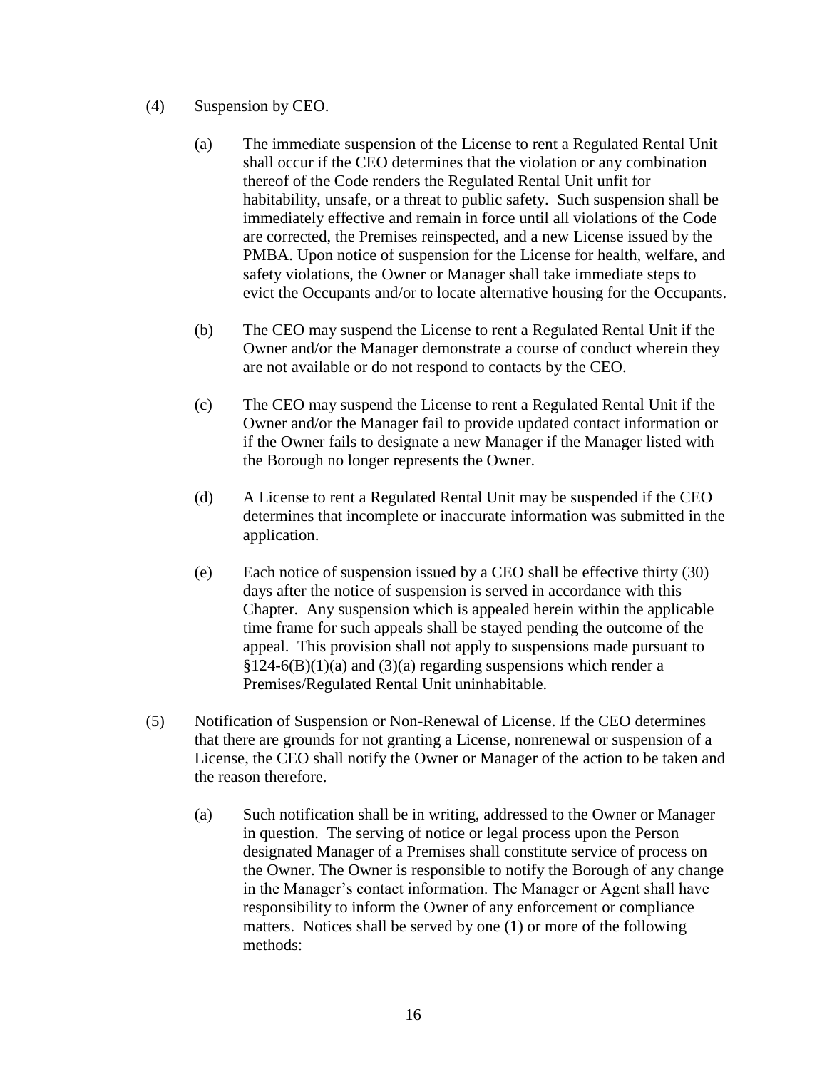(4) Suspension by CEO.

   (a) The immediate suspension of the License to rent a Regulated Rental Unit shall occur if the CEO determines that the violation or any combination thereof of the Code renders the Regulated Rental Unit unfit for habitability, unsafe, or a threat to public safety. Such suspension shall be immediately effective and remain in force until all violations of the Code are corrected, the Premises reinspected, and a new License issued by the PMBA. Upon notice of suspension for the License for health, welfare, and safety violations, the Owner or Manager shall take immediate steps to evict the Occupants and/or to locate alternative housing for the Occupants.

   (b) The CEO may suspend the License to rent a Regulated Rental Unit if the Owner and/or the Manager demonstrate a course of conduct wherein they are not available or do not respond to contacts by the CEO.

   (c) The CEO may suspend the License to rent a Regulated Rental Unit if the Owner and/or the Manager fail to provide updated contact information or if the Owner fails to designate a new Manager if the Manager listed with the Borough no longer represents the Owner.

   (d) A License to rent a Regulated Rental Unit may be suspended if the CEO determines that incomplete or inaccurate information was submitted in the application.

   (e) Each notice of suspension issued by a CEO shall be effective thirty (30) days after the notice of suspension is served in accordance with this Chapter. Any suspension which is appealed herein within the applicable time frame for such appeals shall be stayed pending the outcome of the appeal. This provision shall not apply to suspensions made pursuant to §124-6(B)(1)(a) and (3)(a) regarding suspensions which render a Premises/Regulated Rental Unit uninhabitable.

(5) Notification of Suspension or Non-Renewal of License. If the CEO determines that there are grounds for not granting a License, nonrenewal or suspension of a License, the CEO shall notify the Owner or Manager of the action to be taken and the reason therefore.

   (a) Such notification shall be in writing, addressed to the Owner or Manager in question. The serving of notice or legal process upon the Person designated Manager of a Premises shall constitute service of process on the Owner. The Owner is responsible to notify the Borough of any change in the Manager's contact information. The Manager or Agent shall have responsibility to inform the Owner of any enforcement or compliance matters. Notices shall be served by one (1) or more of the following methods: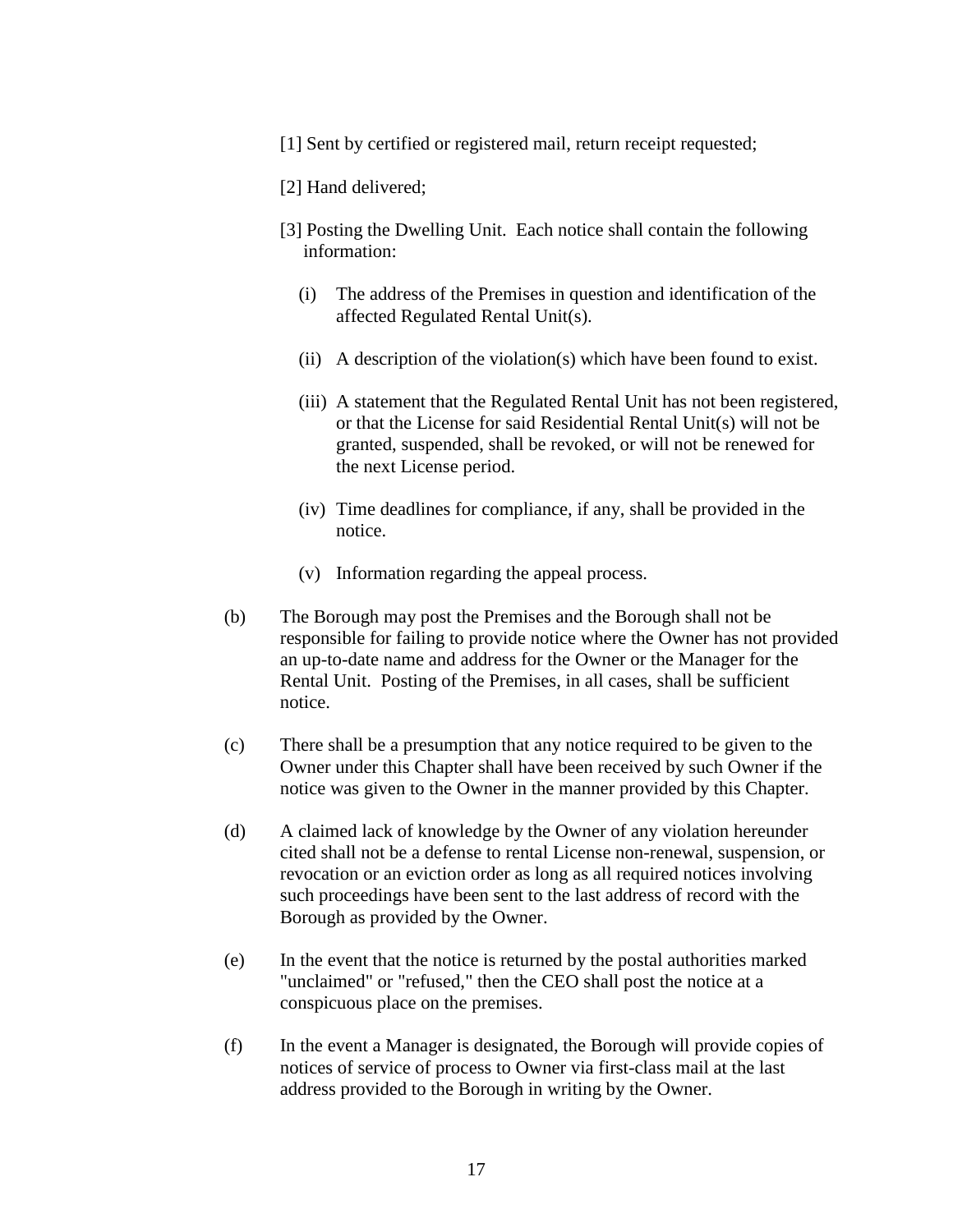[1] Sent by certified or registered mail, return receipt requested;

[2] Hand delivered;

[3] Posting the Dwelling Unit. Each notice shall contain the following information:

(i) The address of the Premises in question and identification of the affected Regulated Rental Unit(s).

(ii) A description of the violation(s) which have been found to exist.

(iii) A statement that the Regulated Rental Unit has not been registered, or that the License for said Residential Rental Unit(s) will not be granted, suspended, shall be revoked, or will not be renewed for the next License period.

(iv) Time deadlines for compliance, if any, shall be provided in the notice.

(v) Information regarding the appeal process.

(b) The Borough may post the Premises and the Borough shall not be responsible for failing to provide notice where the Owner has not provided an up-to-date name and address for the Owner or the Manager for the Rental Unit. Posting of the Premises, in all cases, shall be sufficient notice.

(c) There shall be a presumption that any notice required to be given to the Owner under this Chapter shall have been received by such Owner if the notice was given to the Owner in the manner provided by this Chapter.

(d) A claimed lack of knowledge by the Owner of any violation hereunder cited shall not be a defense to rental License non-renewal, suspension, or revocation or an eviction order as long as all required notices involving such proceedings have been sent to the last address of record with the Borough as provided by the Owner.

(e) In the event that the notice is returned by the postal authorities marked "unclaimed" or "refused," then the CEO shall post the notice at a conspicuous place on the premises.

(f) In the event a Manager is designated, the Borough will provide copies of notices of service of process to Owner via first-class mail at the last address provided to the Borough in writing by the Owner.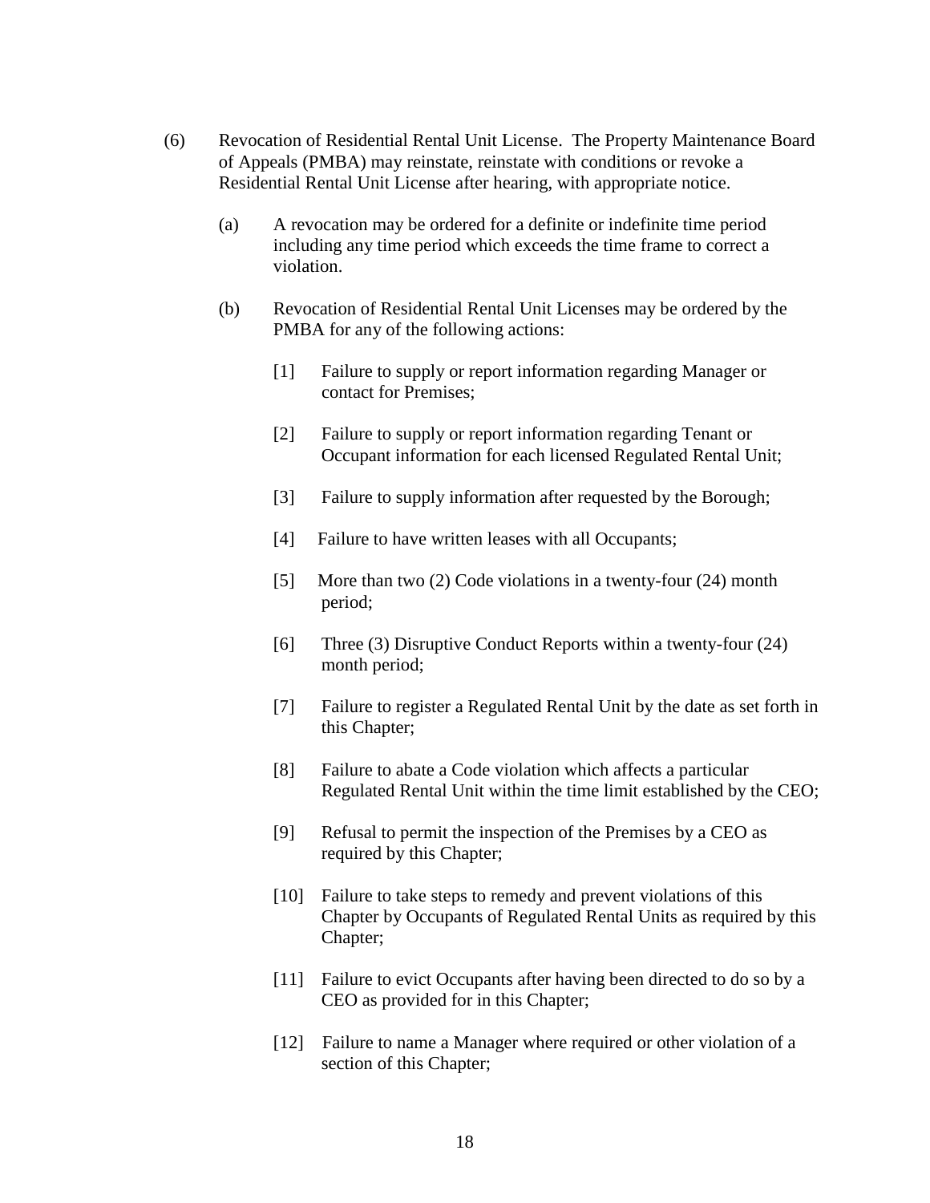(6) Revocation of Residential Rental Unit License. The Property Maintenance Board of Appeals (PMBA) may reinstate, reinstate with conditions or revoke a Residential Rental Unit License after hearing, with appropriate notice.

(a) A revocation may be ordered for a definite or indefinite time period including any time period which exceeds the time frame to correct a violation.

(b) Revocation of Residential Rental Unit Licenses may be ordered by the PMBA for any of the following actions:

[1] Failure to supply or report information regarding Manager or contact for Premises;

[2] Failure to supply or report information regarding Tenant or Occupant information for each licensed Regulated Rental Unit;

[3] Failure to supply information after requested by the Borough;

[4] Failure to have written leases with all Occupants;

[5] More than two (2) Code violations in a twenty-four (24) month period;

[6] Three (3) Disruptive Conduct Reports within a twenty-four (24) month period;

[7] Failure to register a Regulated Rental Unit by the date as set forth in this Chapter;

[8] Failure to abate a Code violation which affects a particular Regulated Rental Unit within the time limit established by the CEO;

[9] Refusal to permit the inspection of the Premises by a CEO as required by this Chapter;

[10] Failure to take steps to remedy and prevent violations of this Chapter by Occupants of Regulated Rental Units as required by this Chapter;

[11] Failure to evict Occupants after having been directed to do so by a CEO as provided for in this Chapter;

[12] Failure to name a Manager where required or other violation of a section of this Chapter;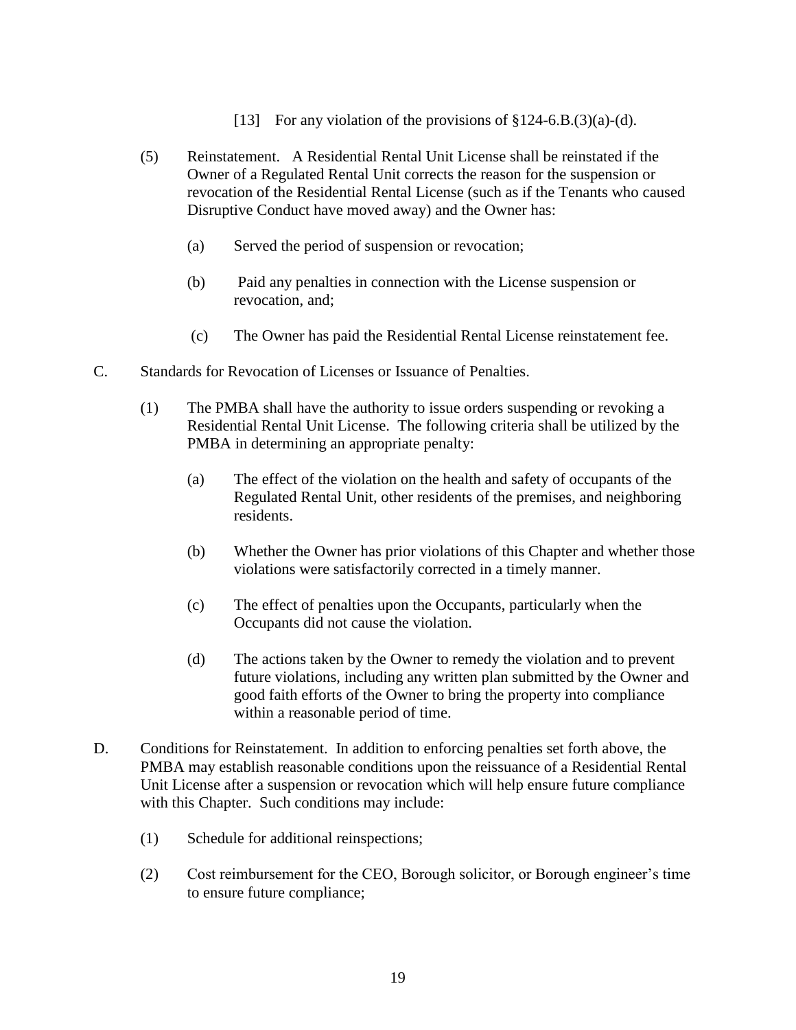[13] For any violation of the provisions of §124-6.B.(3)(a)-(d).

(5) Reinstatement. A Residential Rental Unit License shall be reinstated if the Owner of a Regulated Rental Unit corrects the reason for the suspension or revocation of the Residential Rental License (such as if the Tenants who caused Disruptive Conduct have moved away) and the Owner has:

(a) Served the period of suspension or revocation;

(b) Paid any penalties in connection with the License suspension or revocation, and;

(c) The Owner has paid the Residential Rental License reinstatement fee.

C. Standards for Revocation of Licenses or Issuance of Penalties.

(1) The PMBA shall have the authority to issue orders suspending or revoking a Residential Rental Unit License. The following criteria shall be utilized by the PMBA in determining an appropriate penalty:

(a) The effect of the violation on the health and safety of occupants of the Regulated Rental Unit, other residents of the premises, and neighboring residents.

(b) Whether the Owner has prior violations of this Chapter and whether those violations were satisfactorily corrected in a timely manner.

(c) The effect of penalties upon the Occupants, particularly when the Occupants did not cause the violation.

(d) The actions taken by the Owner to remedy the violation and to prevent future violations, including any written plan submitted by the Owner and good faith efforts of the Owner to bring the property into compliance within a reasonable period of time.

D. Conditions for Reinstatement. In addition to enforcing penalties set forth above, the PMBA may establish reasonable conditions upon the reissuance of a Residential Rental Unit License after a suspension or revocation which will help ensure future compliance with this Chapter. Such conditions may include:

(1) Schedule for additional reinspections;

(2) Cost reimbursement for the CEO, Borough solicitor, or Borough engineer's time to ensure future compliance;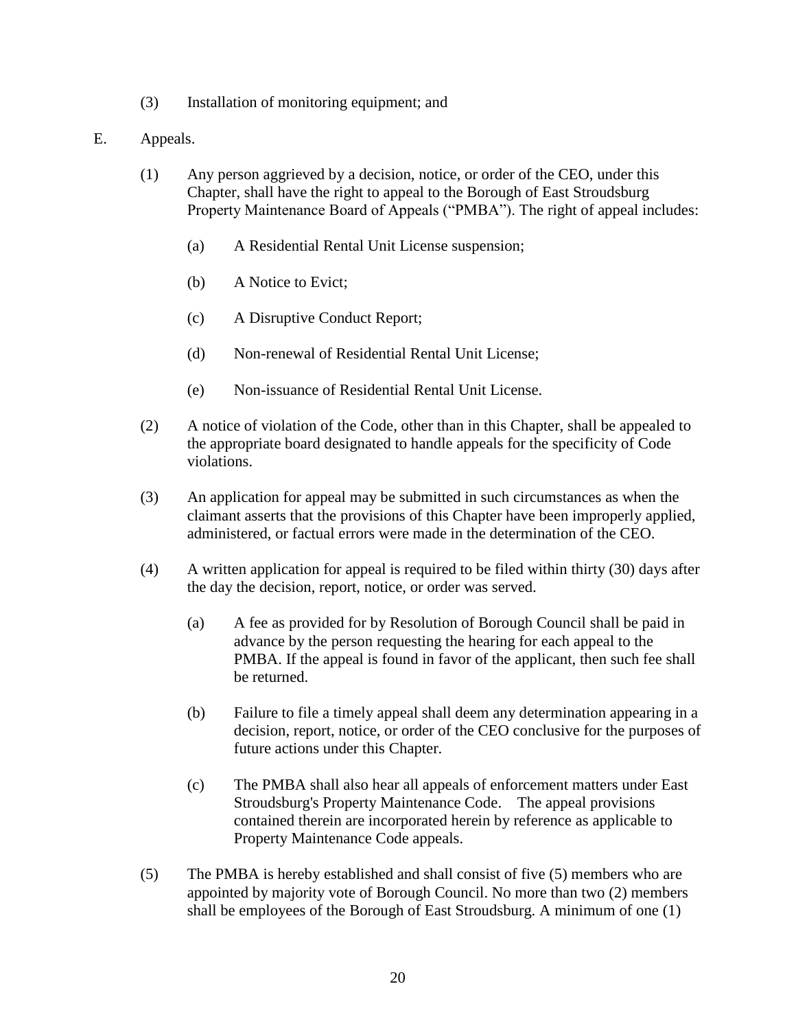(3) Installation of monitoring equipment; and

E. Appeals.

(1) Any person aggrieved by a decision, notice, or order of the CEO, under this Chapter, shall have the right to appeal to the Borough of East Stroudsburg Property Maintenance Board of Appeals ("PMBA"). The right of appeal includes:

(a) A Residential Rental Unit License suspension;

(b) A Notice to Evict;

(c) A Disruptive Conduct Report;

(d) Non-renewal of Residential Rental Unit License;

(e) Non-issuance of Residential Rental Unit License.

(2) A notice of violation of the Code, other than in this Chapter, shall be appealed to the appropriate board designated to handle appeals for the specificity of Code violations.

(3) An application for appeal may be submitted in such circumstances as when the claimant asserts that the provisions of this Chapter have been improperly applied, administered, or factual errors were made in the determination of the CEO.

(4) A written application for appeal is required to be filed within thirty (30) days after the day the decision, report, notice, or order was served.

(a) A fee as provided for by Resolution of Borough Council shall be paid in advance by the person requesting the hearing for each appeal to the PMBA. If the appeal is found in favor of the applicant, then such fee shall be returned.

(b) Failure to file a timely appeal shall deem any determination appearing in a decision, report, notice, or order of the CEO conclusive for the purposes of future actions under this Chapter.

(c) The PMBA shall also hear all appeals of enforcement matters under East Stroudsburg's Property Maintenance Code. The appeal provisions contained therein are incorporated herein by reference as applicable to Property Maintenance Code appeals.

(5) The PMBA is hereby established and shall consist of five (5) members who are appointed by majority vote of Borough Council. No more than two (2) members shall be employees of the Borough of East Stroudsburg. A minimum of one (1)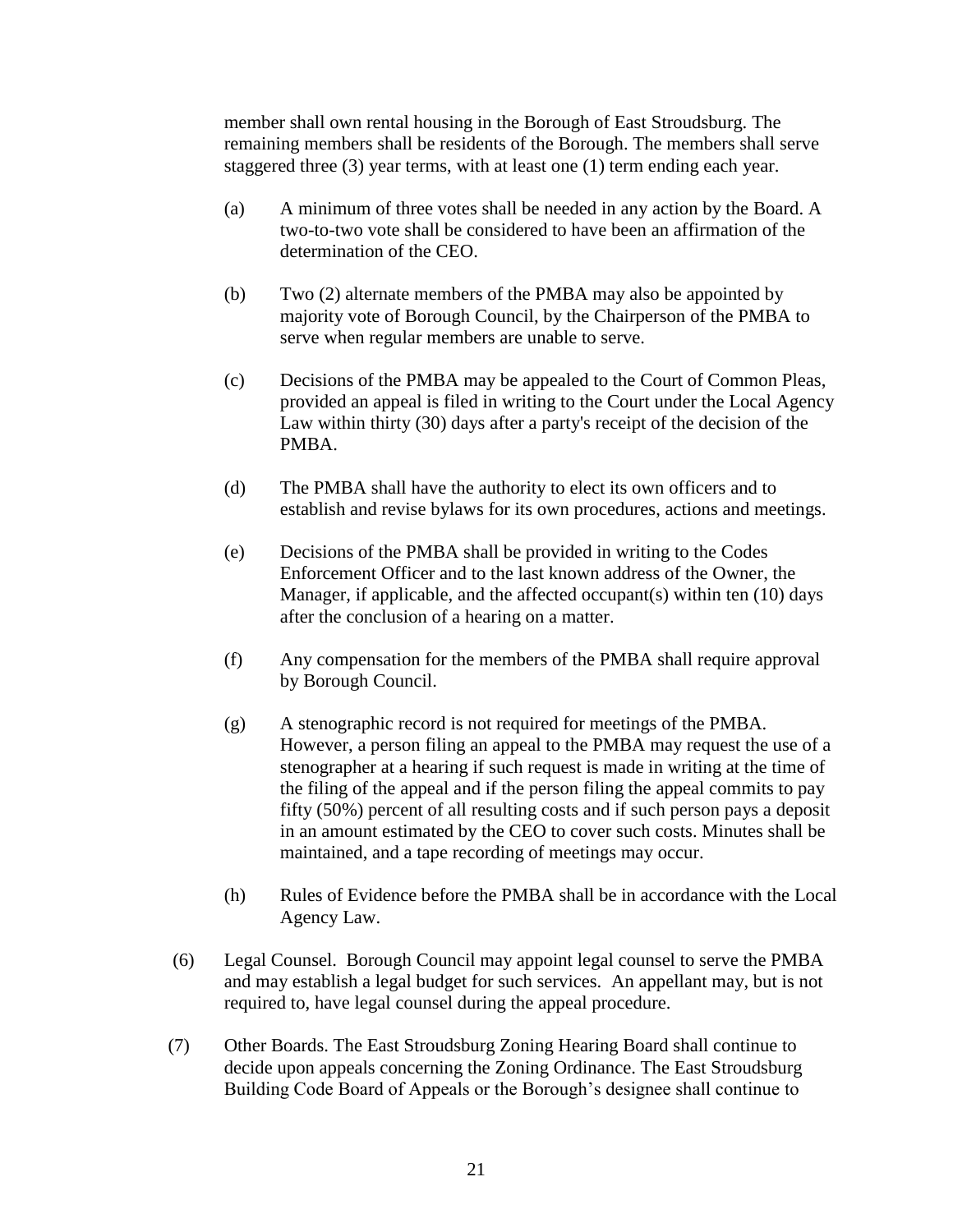member shall own rental housing in the Borough of East Stroudsburg. The remaining members shall be residents of the Borough. The members shall serve staggered three (3) year terms, with at least one (1) term ending each year.

(a) A minimum of three votes shall be needed in any action by the Board. A two-to-two vote shall be considered to have been an affirmation of the determination of the CEO.

(b) Two (2) alternate members of the PMBA may also be appointed by majority vote of Borough Council, by the Chairperson of the PMBA to serve when regular members are unable to serve.

(c) Decisions of the PMBA may be appealed to the Court of Common Pleas, provided an appeal is filed in writing to the Court under the Local Agency Law within thirty (30) days after a party's receipt of the decision of the PMBA.

(d) The PMBA shall have the authority to elect its own officers and to establish and revise bylaws for its own procedures, actions and meetings.

(e) Decisions of the PMBA shall be provided in writing to the Codes Enforcement Officer and to the last known address of the Owner, the Manager, if applicable, and the affected occupant(s) within ten (10) days after the conclusion of a hearing on a matter.

(f) Any compensation for the members of the PMBA shall require approval by Borough Council.

(g) A stenographic record is not required for meetings of the PMBA. However, a person filing an appeal to the PMBA may request the use of a stenographer at a hearing if such request is made in writing at the time of the filing of the appeal and if the person filing the appeal commits to pay fifty (50%) percent of all resulting costs and if such person pays a deposit in an amount estimated by the CEO to cover such costs. Minutes shall be maintained, and a tape recording of meetings may occur.

(h) Rules of Evidence before the PMBA shall be in accordance with the Local Agency Law.

(6) Legal Counsel. Borough Council may appoint legal counsel to serve the PMBA and may establish a legal budget for such services. An appellant may, but is not required to, have legal counsel during the appeal procedure.

(7) Other Boards. The East Stroudsburg Zoning Hearing Board shall continue to decide upon appeals concerning the Zoning Ordinance. The East Stroudsburg Building Code Board of Appeals or the Borough's designee shall continue to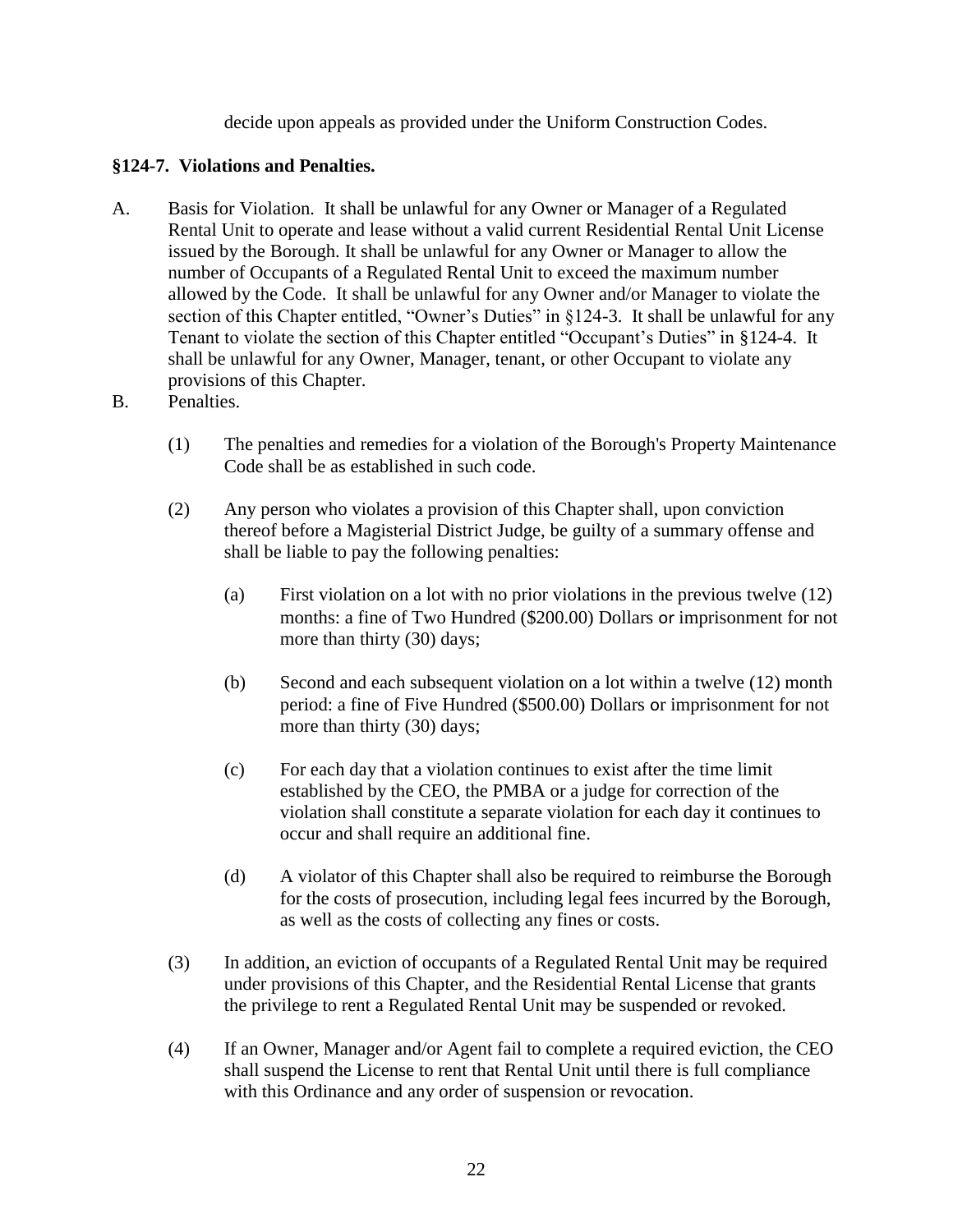decide upon appeals as provided under the Uniform Construction Codes.

**§124-7. Violations and Penalties.**

A. Basis for Violation. It shall be unlawful for any Owner or Manager of a Regulated Rental Unit to operate and lease without a valid current Residential Rental Unit License issued by the Borough. It shall be unlawful for any Owner or Manager to allow the number of Occupants of a Regulated Rental Unit to exceed the maximum number allowed by the Code. It shall be unlawful for any Owner and/or Manager to violate the section of this Chapter entitled, "Owner's Duties" in §124-3. It shall be unlawful for any Tenant to violate the section of this Chapter entitled "Occupant's Duties" in §124-4. It shall be unlawful for any Owner, Manager, tenant, or other Occupant to violate any provisions of this Chapter.

B. Penalties.

(1) The penalties and remedies for a violation of the Borough's Property Maintenance Code shall be as established in such code.

(2) Any person who violates a provision of this Chapter shall, upon conviction thereof before a Magisterial District Judge, be guilty of a summary offense and shall be liable to pay the following penalties:

(a) First violation on a lot with no prior violations in the previous twelve (12) months: a fine of Two Hundred ($200.00) Dollars or imprisonment for not more than thirty (30) days;

(b) Second and each subsequent violation on a lot within a twelve (12) month period: a fine of Five Hundred ($500.00) Dollars or imprisonment for not more than thirty (30) days;

(c) For each day that a violation continues to exist after the time limit established by the CEO, the PMBA or a judge for correction of the violation shall constitute a separate violation for each day it continues to occur and shall require an additional fine.

(d) A violator of this Chapter shall also be required to reimburse the Borough for the costs of prosecution, including legal fees incurred by the Borough, as well as the costs of collecting any fines or costs.

(3) In addition, an eviction of occupants of a Regulated Rental Unit may be required under provisions of this Chapter, and the Residential Rental License that grants the privilege to rent a Regulated Rental Unit may be suspended or revoked.

(4) If an Owner, Manager and/or Agent fail to complete a required eviction, the CEO shall suspend the License to rent that Rental Unit until there is full compliance with this Ordinance and any order of suspension or revocation.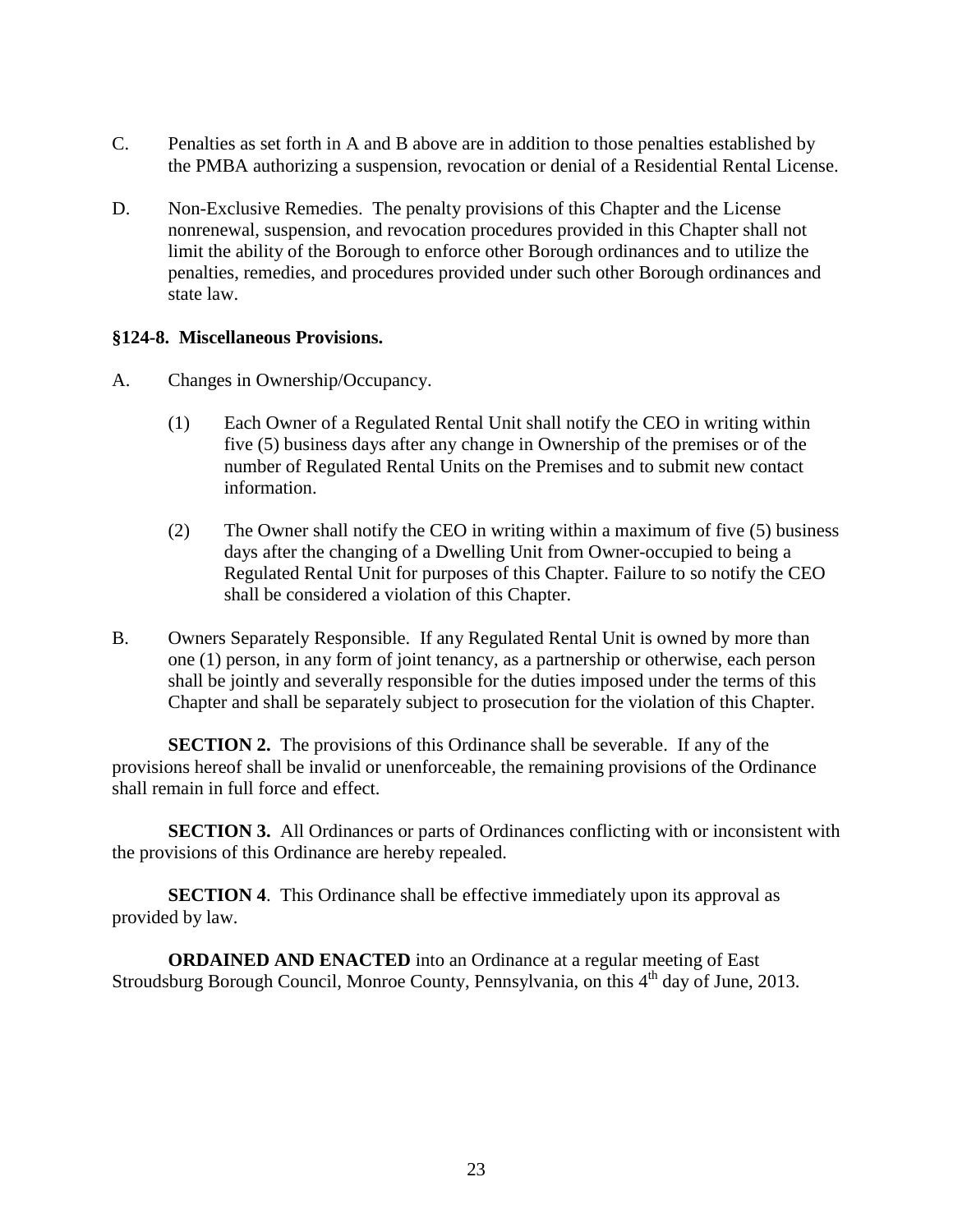C. Penalties as set forth in A and B above are in addition to those penalties established by the PMBA authorizing a suspension, revocation or denial of a Residential Rental License.

D. Non-Exclusive Remedies. The penalty provisions of this Chapter and the License nonrenewal, suspension, and revocation procedures provided in this Chapter shall not limit the ability of the Borough to enforce other Borough ordinances and to utilize the penalties, remedies, and procedures provided under such other Borough ordinances and state law.

**§124-8. Miscellaneous Provisions.**

A. Changes in Ownership/Occupancy.

(1) Each Owner of a Regulated Rental Unit shall notify the CEO in writing within five (5) business days after any change in Ownership of the premises or of the number of Regulated Rental Units on the Premises and to submit new contact information.

(2) The Owner shall notify the CEO in writing within a maximum of five (5) business days after the changing of a Dwelling Unit from Owner-occupied to being a Regulated Rental Unit for purposes of this Chapter. Failure to so notify the CEO shall be considered a violation of this Chapter.

B. Owners Separately Responsible. If any Regulated Rental Unit is owned by more than one (1) person, in any form of joint tenancy, as a partnership or otherwise, each person shall be jointly and severally responsible for the duties imposed under the terms of this Chapter and shall be separately subject to prosecution for the violation of this Chapter.

**SECTION 2.** The provisions of this Ordinance shall be severable. If any of the provisions hereof shall be invalid or unenforceable, the remaining provisions of the Ordinance shall remain in full force and effect.

**SECTION 3.** All Ordinances or parts of Ordinances conflicting with or inconsistent with the provisions of this Ordinance are hereby repealed.

**SECTION 4**. This Ordinance shall be effective immediately upon its approval as provided by law.

**ORDAINED AND ENACTED** into an Ordinance at a regular meeting of East Stroudsburg Borough Council, Monroe County, Pennsylvania, on this 4th day of June, 2013.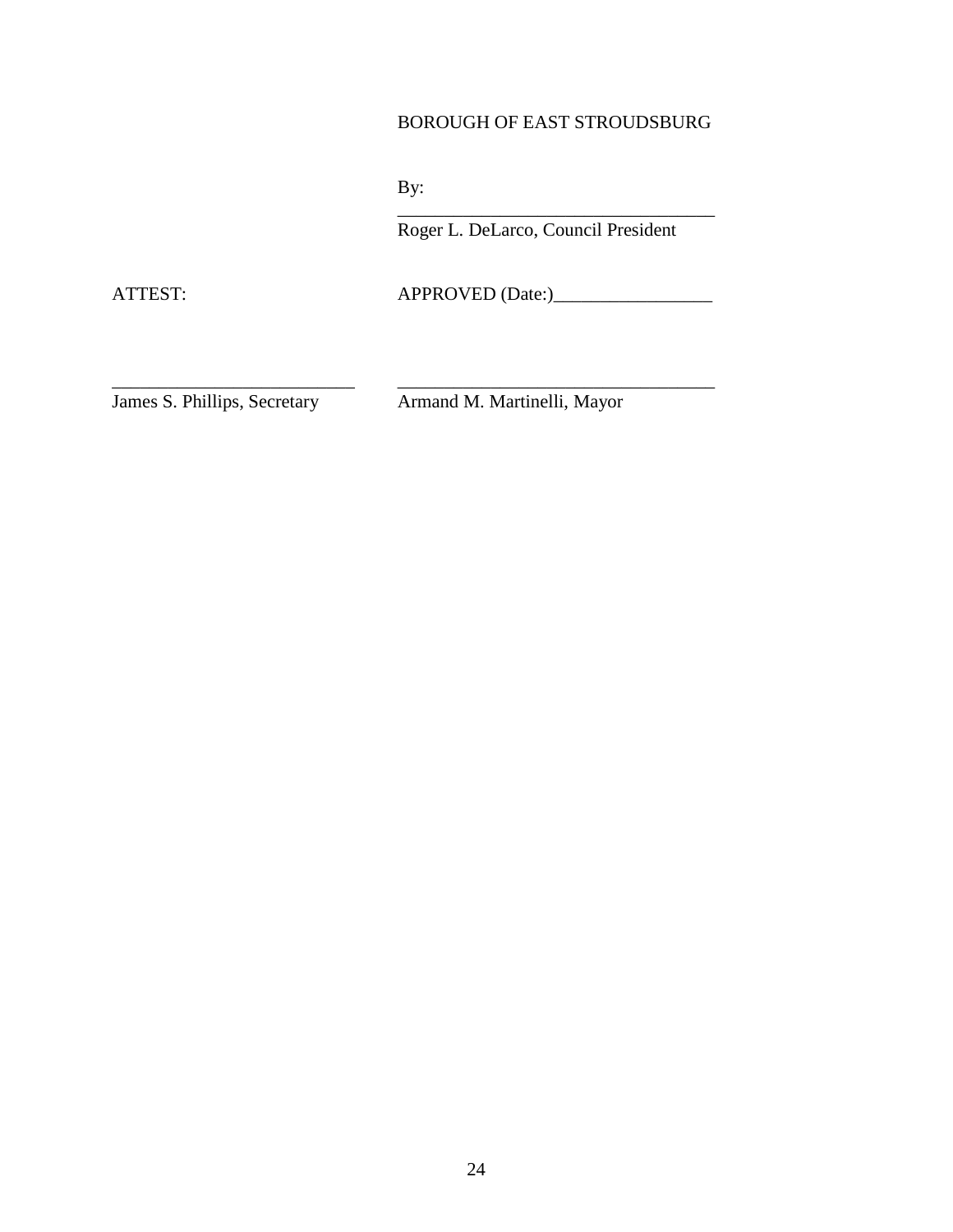BOROUGH OF EAST STROUDSBURG

By:
__________________________________
Roger L. DeLarco, Council President

ATTEST:

APPROVED (Date:)_________________

__________________________
James S. Phillips, Secretary

__________________________________
Armand M. Martinelli, Mayor